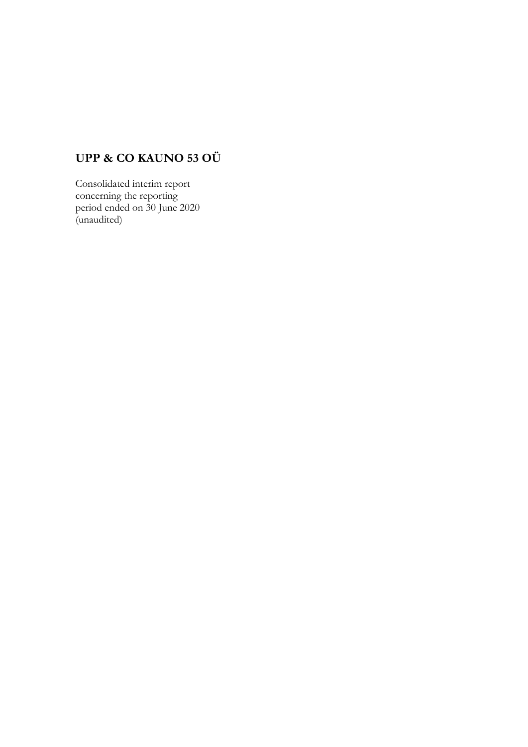# UPP & CO KAUNO 53 OÜ

Consolidated interim report
concerning the reporting
period ended on 30 June 2020
(unaudited)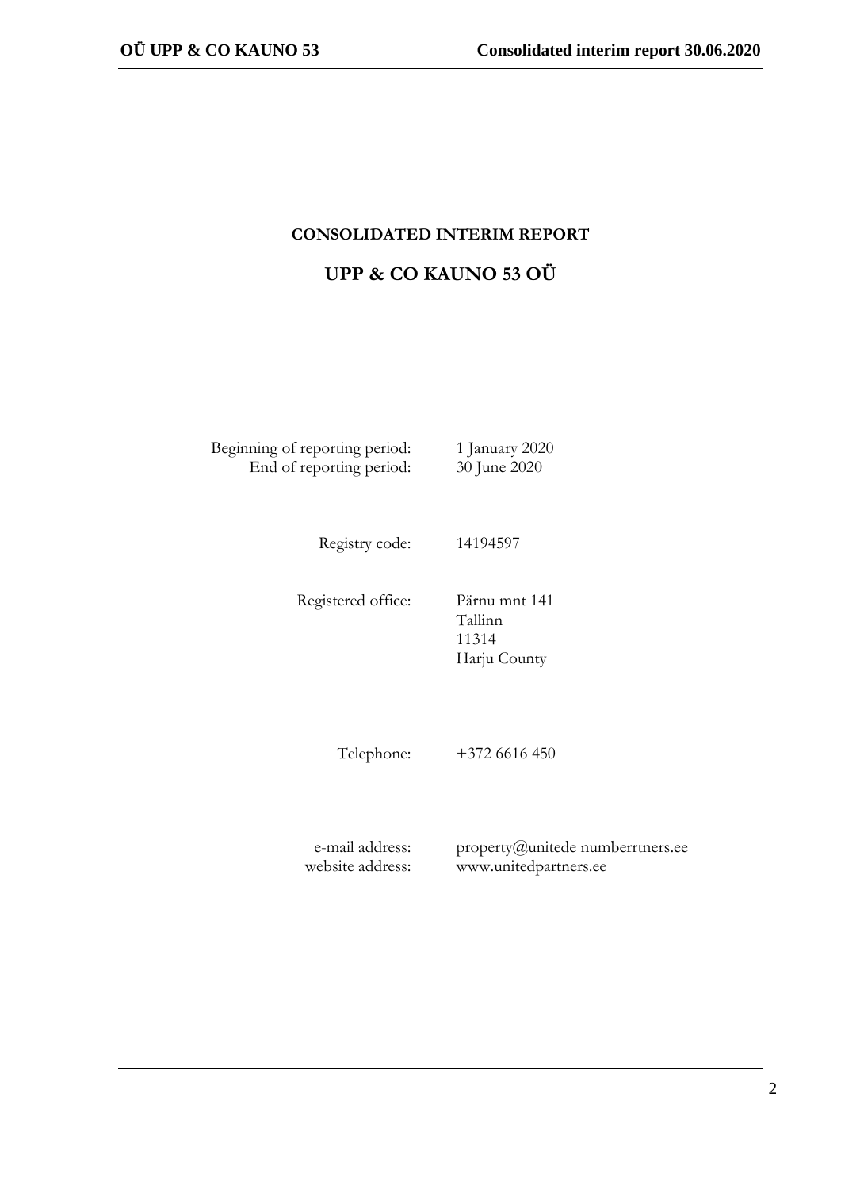# CONSOLIDATED INTERIM REPORT

## UPP & CO KAUNO 53 OÜ

| | |
|---|---|
| Beginning of reporting period: | 1 January 2020 |
| End of reporting period: | 30 June 2020 |
| Registry code: | 14194597 |
| Registered office: | Pärnu mnt 141<br>Tallinn<br>11314<br>Harju County |
| Telephone: | +372 6616 450 |
| e-mail address: | property@unitede numberrtners.ee |
| website address: | www.unitedpartners.ee |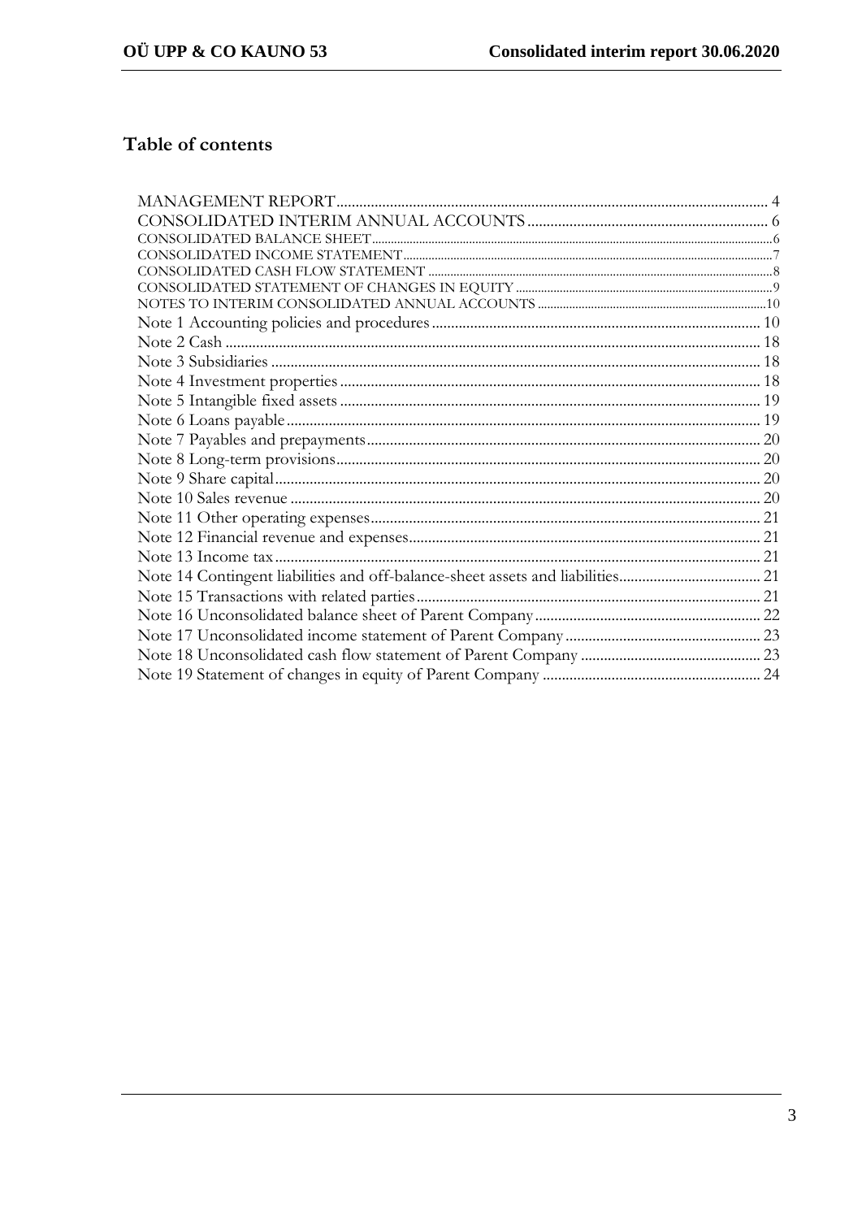## Table of contents

- MANAGEMENT REPORT ..... 4
- CONSOLIDATED INTERIM ANNUAL ACCOUNTS ..... 6
- CONSOLIDATED BALANCE SHEET ..... 6
- CONSOLIDATED INCOME STATEMENT ..... 7
- CONSOLIDATED CASH FLOW STATEMENT ..... 8
- CONSOLIDATED STATEMENT OF CHANGES IN EQUITY ..... 9
- NOTES TO INTERIM CONSOLIDATED ANNUAL ACCOUNTS ..... 10
- Note 1 Accounting policies and procedures ..... 10
- Note 2 Cash ..... 18
- Note 3 Subsidiaries ..... 18
- Note 4 Investment properties ..... 18
- Note 5 Intangible fixed assets ..... 19
- Note 6 Loans payable ..... 19
- Note 7 Payables and prepayments ..... 20
- Note 8 Long-term provisions ..... 20
- Note 9 Share capital ..... 20
- Note 10 Sales revenue ..... 20
- Note 11 Other operating expenses ..... 21
- Note 12 Financial revenue and expenses ..... 21
- Note 13 Income tax ..... 21
- Note 14 Contingent liabilities and off-balance-sheet assets and liabilities ..... 21
- Note 15 Transactions with related parties ..... 21
- Note 16 Unconsolidated balance sheet of Parent Company ..... 22
- Note 17 Unconsolidated income statement of Parent Company ..... 23
- Note 18 Unconsolidated cash flow statement of Parent Company ..... 23
- Note 19 Statement of changes in equity of Parent Company ..... 24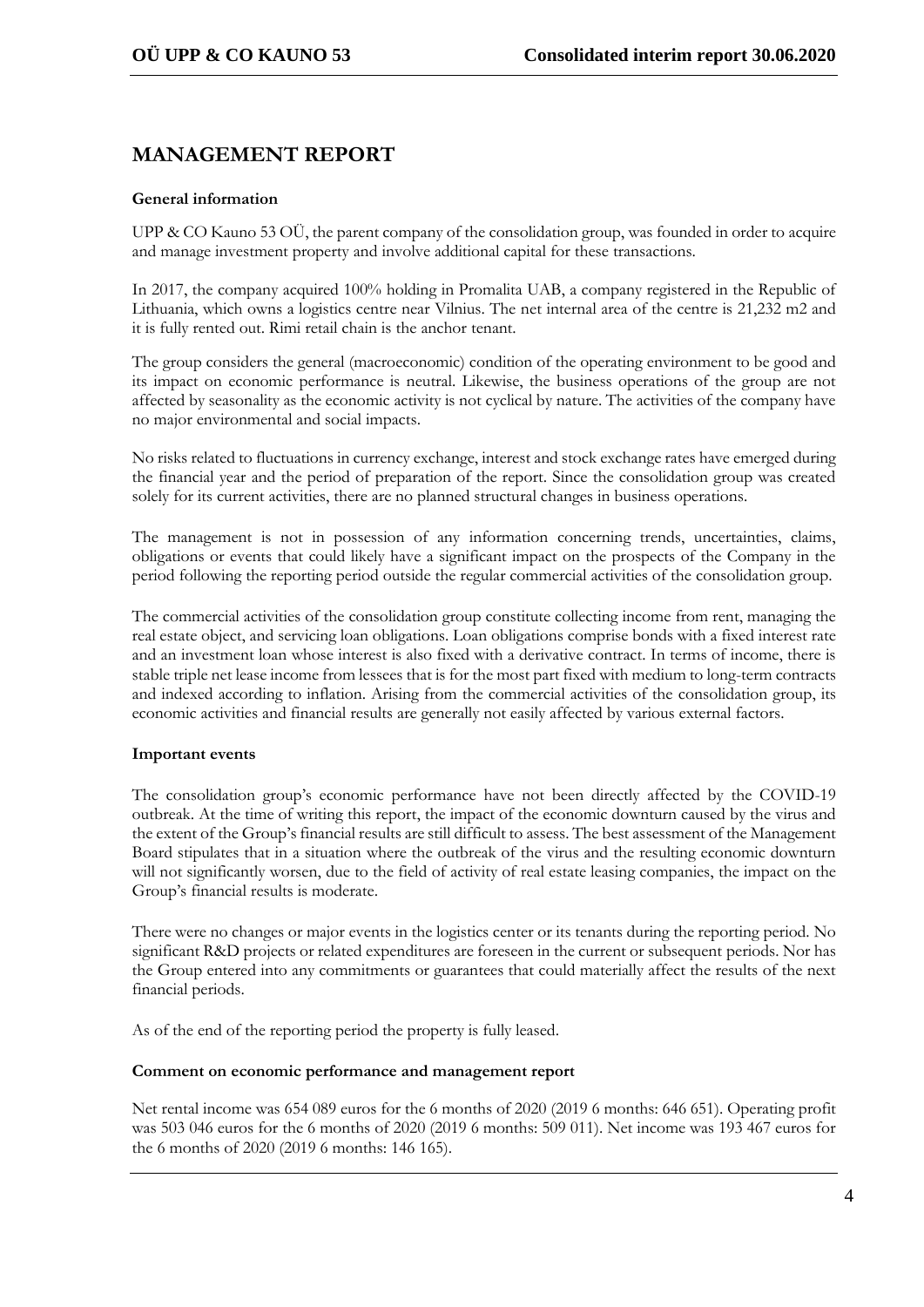# MANAGEMENT REPORT

**General information**

UPP & CO Kauno 53 OÜ, the parent company of the consolidation group, was founded in order to acquire and manage investment property and involve additional capital for these transactions.

In 2017, the company acquired 100% holding in Promalita UAB, a company registered in the Republic of Lithuania, which owns a logistics centre near Vilnius. The net internal area of the centre is 21,232 m2 and it is fully rented out. Rimi retail chain is the anchor tenant.

The group considers the general (macroeconomic) condition of the operating environment to be good and its impact on economic performance is neutral. Likewise, the business operations of the group are not affected by seasonality as the economic activity is not cyclical by nature. The activities of the company have no major environmental and social impacts.

No risks related to fluctuations in currency exchange, interest and stock exchange rates have emerged during the financial year and the period of preparation of the report. Since the consolidation group was created solely for its current activities, there are no planned structural changes in business operations.

The management is not in possession of any information concerning trends, uncertainties, claims, obligations or events that could likely have a significant impact on the prospects of the Company in the period following the reporting period outside the regular commercial activities of the consolidation group.

The commercial activities of the consolidation group constitute collecting income from rent, managing the real estate object, and servicing loan obligations. Loan obligations comprise bonds with a fixed interest rate and an investment loan whose interest is also fixed with a derivative contract. In terms of income, there is stable triple net lease income from lessees that is for the most part fixed with medium to long-term contracts and indexed according to inflation. Arising from the commercial activities of the consolidation group, its economic activities and financial results are generally not easily affected by various external factors.

**Important events**

The consolidation group's economic performance have not been directly affected by the COVID-19 outbreak. At the time of writing this report, the impact of the economic downturn caused by the virus and the extent of the Group's financial results are still difficult to assess. The best assessment of the Management Board stipulates that in a situation where the outbreak of the virus and the resulting economic downturn will not significantly worsen, due to the field of activity of real estate leasing companies, the impact on the Group's financial results is moderate.

There were no changes or major events in the logistics center or its tenants during the reporting period. No significant R&D projects or related expenditures are foreseen in the current or subsequent periods. Nor has the Group entered into any commitments or guarantees that could materially affect the results of the next financial periods.

As of the end of the reporting period the property is fully leased.

**Comment on economic performance and management report**

Net rental income was 654 089 euros for the 6 months of 2020 (2019 6 months: 646 651). Operating profit was 503 046 euros for the 6 months of 2020 (2019 6 months: 509 011). Net income was 193 467 euros for the 6 months of 2020 (2019 6 months: 146 165).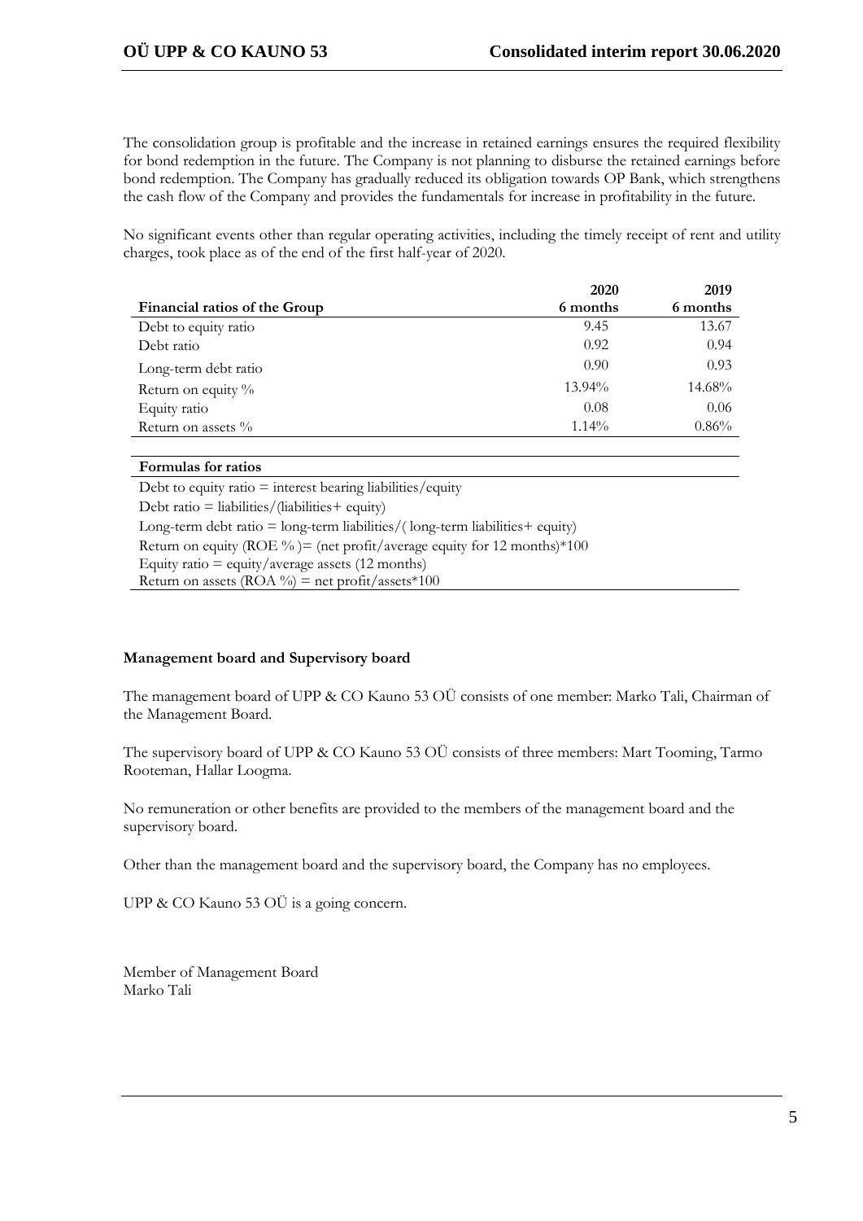The consolidation group is profitable and the increase in retained earnings ensures the required flexibility for bond redemption in the future. The Company is not planning to disburse the retained earnings before bond redemption. The Company has gradually reduced its obligation towards OP Bank, which strengthens the cash flow of the Company and provides the fundamentals for increase in profitability in the future.

No significant events other than regular operating activities, including the timely receipt of rent and utility charges, took place as of the end of the first half-year of 2020.

| Financial ratios of the Group | 2020<br>6 months | 2019<br>6 months |
|---|---|---|
| Debt to equity ratio | 9.45 | 13.67 |
| Debt ratio | 0.92 | 0.94 |
| Long-term debt ratio | 0.90 | 0.93 |
| Return on equity % | 13.94% | 14.68% |
| Equity ratio | 0.08 | 0.06 |
| Return on assets % | 1.14% | 0.86% |

| Formulas for ratios |
|---|
| Debt to equity ratio = interest bearing liabilities/equity |
| Debt ratio = liabilities/(liabilities+ equity) |
| Long-term debt ratio = long-term liabilities/( long-term liabilities+ equity) |
| Return on equity (ROE % )= (net profit/average equity for 12 months)*100 |
| Equity ratio = equity/average assets (12 months) |
| Return on assets (ROA %) = net profit/assets*100 |

**Management board and Supervisory board**

The management board of UPP & CO Kauno 53 OÜ consists of one member: Marko Tali, Chairman of the Management Board.

The supervisory board of UPP & CO Kauno 53 OÜ consists of three members: Mart Tooming, Tarmo Rooteman, Hallar Loogma.

No remuneration or other benefits are provided to the members of the management board and the supervisory board.

Other than the management board and the supervisory board, the Company has no employees.

UPP & CO Kauno 53 OÜ is a going concern.

Member of Management Board
Marko Tali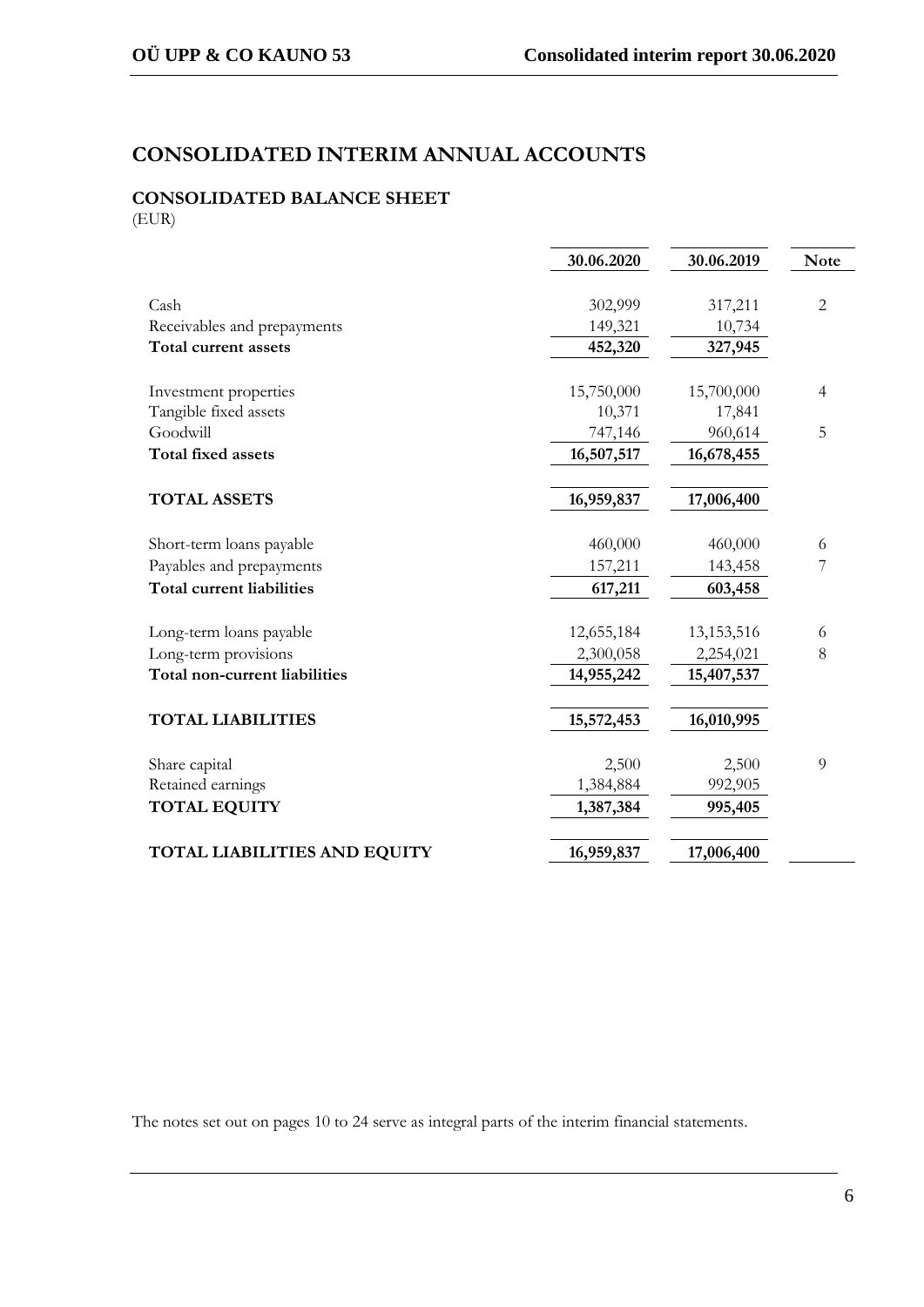# CONSOLIDATED INTERIM ANNUAL ACCOUNTS

## CONSOLIDATED BALANCE SHEET

(EUR)

| | 30.06.2020 | 30.06.2019 | Note |
|---|---|---|---|
| Cash | 302,999 | 317,211 | 2 |
| Receivables and prepayments | 149,321 | 10,734 | |
| **Total current assets** | **452,320** | **327,945** | |
| Investment properties | 15,750,000 | 15,700,000 | 4 |
| Tangible fixed assets | 10,371 | 17,841 | |
| Goodwill | 747,146 | 960,614 | 5 |
| **Total fixed assets** | **16,507,517** | **16,678,455** | |
| **TOTAL ASSETS** | **16,959,837** | **17,006,400** | |
| Short-term loans payable | 460,000 | 460,000 | 6 |
| Payables and prepayments | 157,211 | 143,458 | 7 |
| **Total current liabilities** | **617,211** | **603,458** | |
| Long-term loans payable | 12,655,184 | 13,153,516 | 6 |
| Long-term provisions | 2,300,058 | 2,254,021 | 8 |
| **Total non-current liabilities** | **14,955,242** | **15,407,537** | |
| **TOTAL LIABILITIES** | **15,572,453** | **16,010,995** | |
| Share capital | 2,500 | 2,500 | 9 |
| Retained earnings | 1,384,884 | 992,905 | |
| **TOTAL EQUITY** | **1,387,384** | **995,405** | |
| **TOTAL LIABILITIES AND EQUITY** | **16,959,837** | **17,006,400** | |

The notes set out on pages 10 to 24 serve as integral parts of the interim financial statements.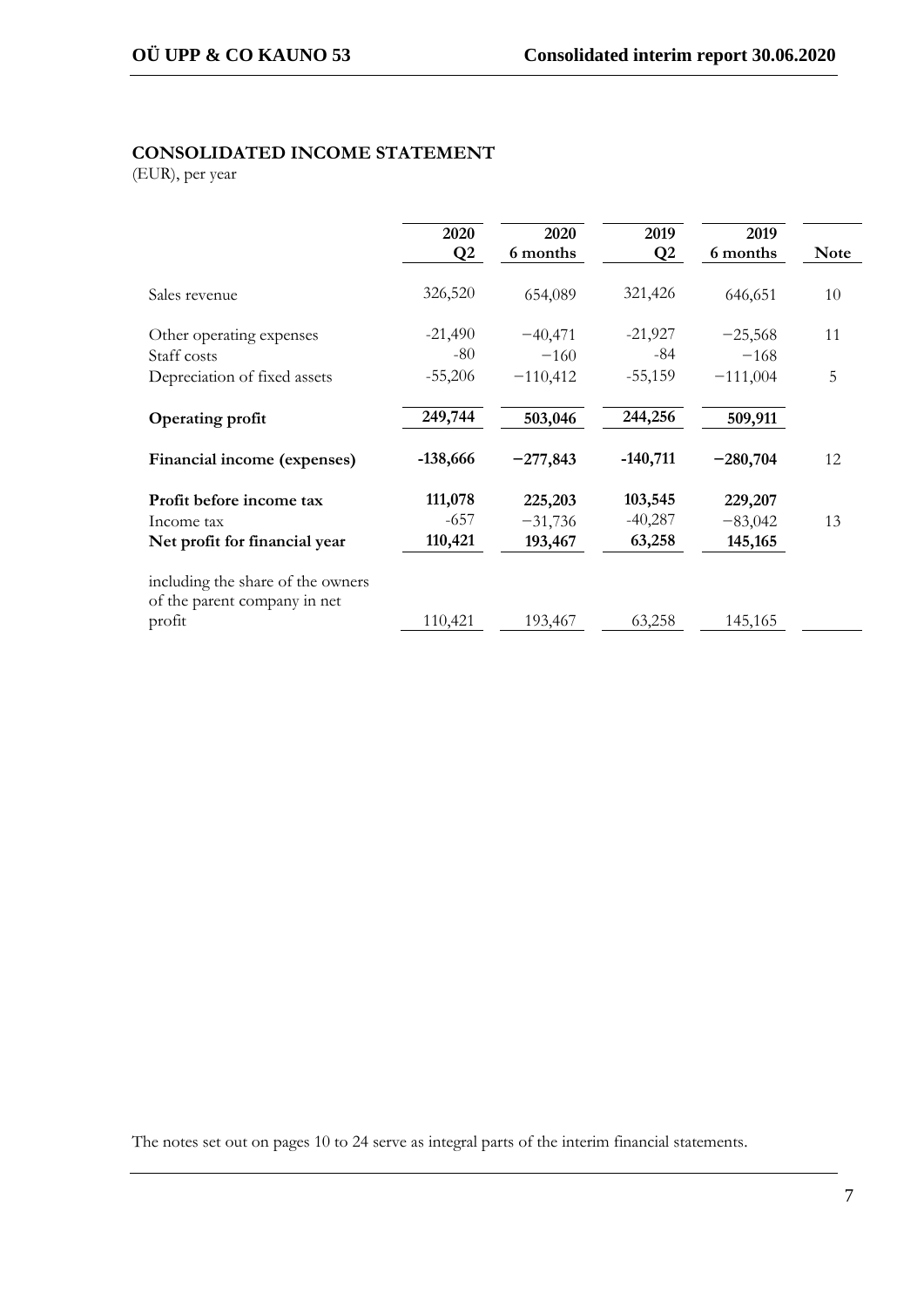## CONSOLIDATED INCOME STATEMENT

(EUR), per year

| | 2020 Q2 | 2020 6 months | 2019 Q2 | 2019 6 months | Note |
|---|---|---|---|---|---|
| Sales revenue | 326,520 | 654,089 | 321,426 | 646,651 | 10 |
| Other operating expenses | -21,490 | −40,471 | -21,927 | −25,568 | 11 |
| Staff costs | -80 | −160 | -84 | −168 | |
| Depreciation of fixed assets | -55,206 | −110,412 | -55,159 | −111,004 | 5 |
| **Operating profit** | **249,744** | **503,046** | **244,256** | **509,911** | |
| **Financial income (expenses)** | **-138,666** | **−277,843** | **-140,711** | **−280,704** | 12 |
| **Profit before income tax** | **111,078** | **225,203** | **103,545** | **229,207** | |
| Income tax | -657 | −31,736 | -40,287 | −83,042 | 13 |
| **Net profit for financial year** | **110,421** | **193,467** | **63,258** | **145,165** | |
| including the share of the owners of the parent company in net profit | 110,421 | 193,467 | 63,258 | 145,165 | |

The notes set out on pages 10 to 24 serve as integral parts of the interim financial statements.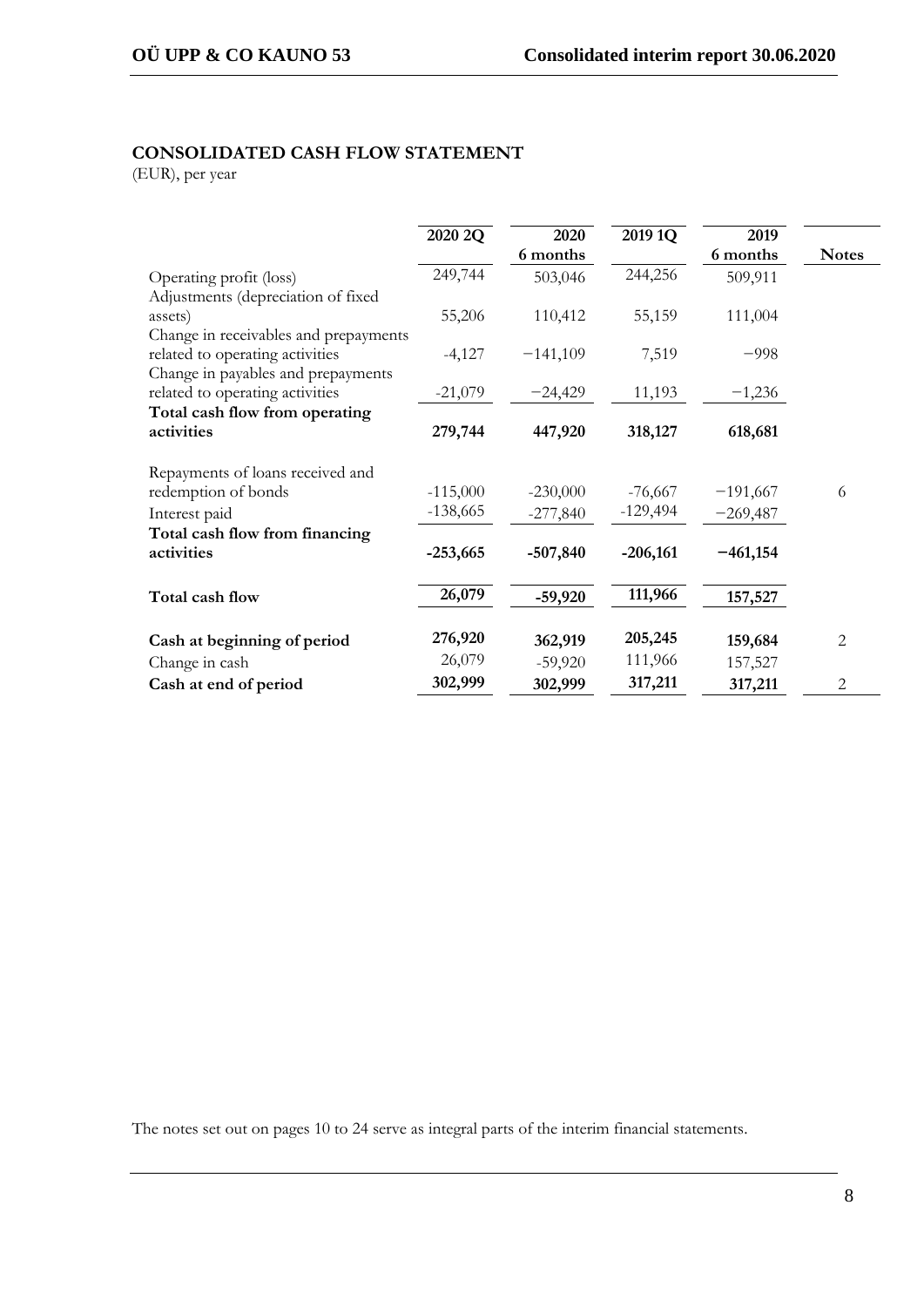## CONSOLIDATED CASH FLOW STATEMENT

(EUR), per year

| | 2020 2Q | 2020 6 months | 2019 1Q | 2019 6 months | Notes |
|---|---|---|---|---|---|
| Operating profit (loss) | 249,744 | 503,046 | 244,256 | 509,911 | |
| Adjustments (depreciation of fixed assets) | 55,206 | 110,412 | 55,159 | 111,004 | |
| Change in receivables and prepayments related to operating activities | -4,127 | −141,109 | 7,519 | −998 | |
| Change in payables and prepayments related to operating activities | -21,079 | −24,429 | 11,193 | −1,236 | |
| **Total cash flow from operating activities** | **279,744** | **447,920** | **318,127** | **618,681** | |
| Repayments of loans received and redemption of bonds | -115,000 | -230,000 | -76,667 | −191,667 | 6 |
| Interest paid | -138,665 | -277,840 | -129,494 | −269,487 | |
| **Total cash flow from financing activities** | **-253,665** | **-507,840** | **-206,161** | **−461,154** | |
| **Total cash flow** | **26,079** | **-59,920** | **111,966** | **157,527** | |
| **Cash at beginning of period** | **276,920** | **362,919** | **205,245** | **159,684** | 2 |
| Change in cash | 26,079 | -59,920 | 111,966 | 157,527 | |
| **Cash at end of period** | **302,999** | **302,999** | **317,211** | **317,211** | 2 |

The notes set out on pages 10 to 24 serve as integral parts of the interim financial statements.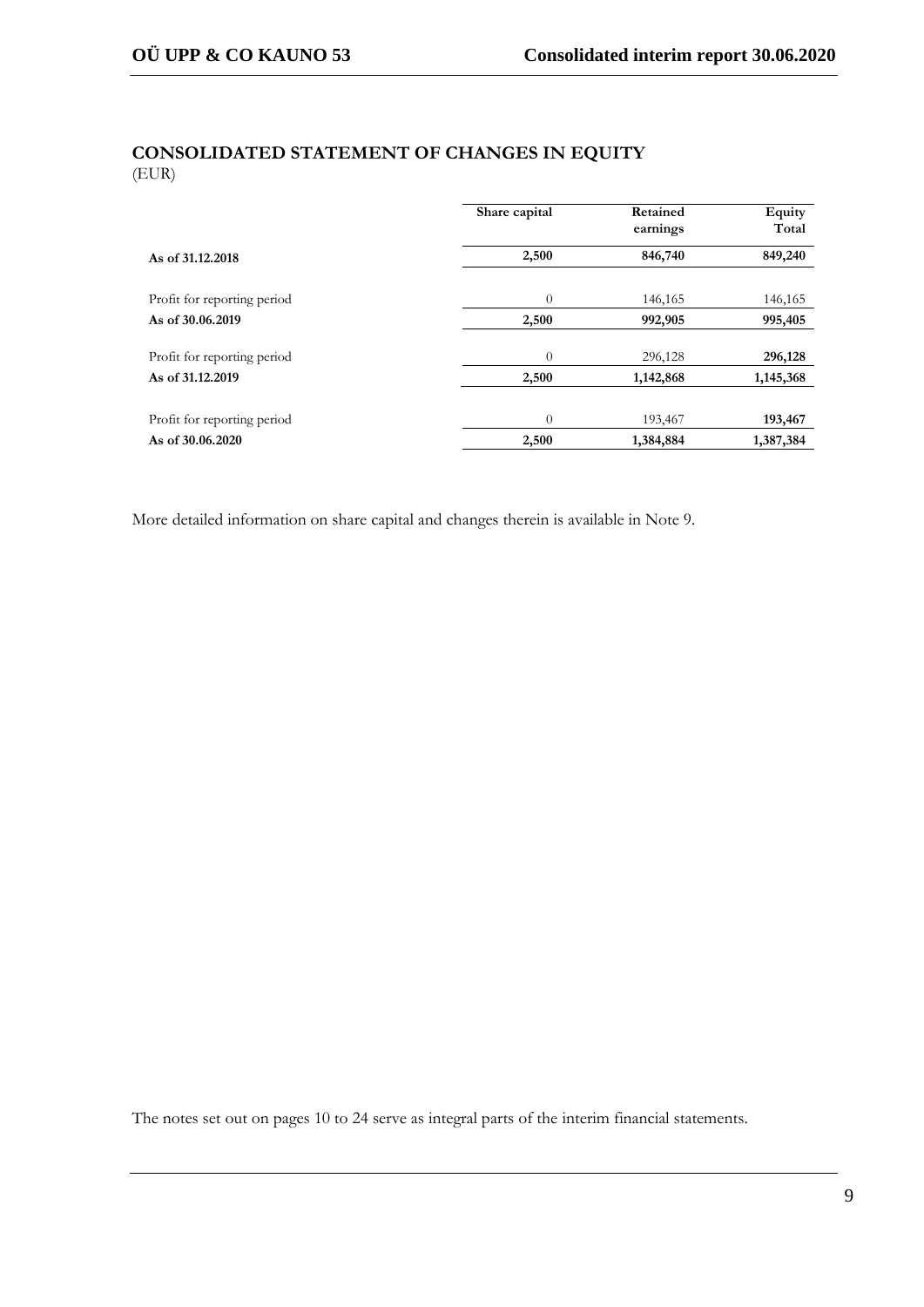## CONSOLIDATED STATEMENT OF CHANGES IN EQUITY

(EUR)

| | Share capital | Retained earnings | Equity Total |
|---|---|---|---|
| **As of 31.12.2018** | **2,500** | **846,740** | **849,240** |
| Profit for reporting period | 0 | 146,165 | 146,165 |
| **As of 30.06.2019** | **2,500** | **992,905** | **995,405** |
| Profit for reporting period | 0 | 296,128 | **296,128** |
| **As of 31.12.2019** | **2,500** | **1,142,868** | **1,145,368** |
| Profit for reporting period | 0 | 193,467 | **193,467** |
| **As of 30.06.2020** | **2,500** | **1,384,884** | **1,387,384** |

More detailed information on share capital and changes therein is available in Note 9.

The notes set out on pages 10 to 24 serve as integral parts of the interim financial statements.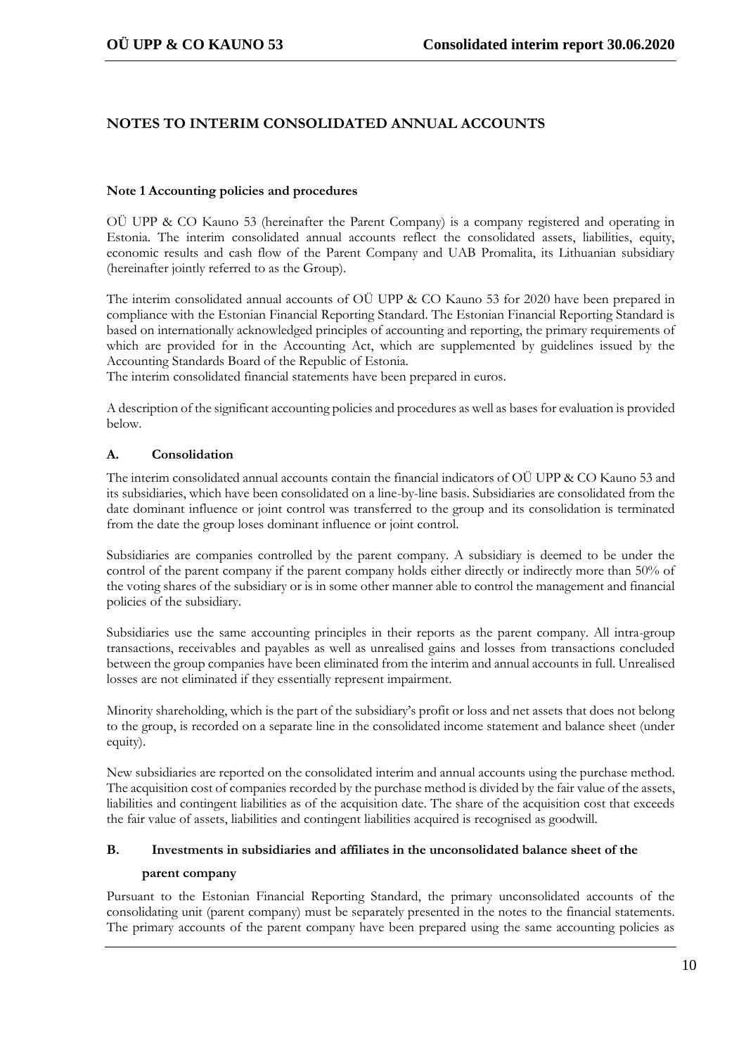# NOTES TO INTERIM CONSOLIDATED ANNUAL ACCOUNTS

## Note 1 Accounting policies and procedures

OÜ UPP & CO Kauno 53 (hereinafter the Parent Company) is a company registered and operating in Estonia. The interim consolidated annual accounts reflect the consolidated assets, liabilities, equity, economic results and cash flow of the Parent Company and UAB Promalita, its Lithuanian subsidiary (hereinafter jointly referred to as the Group).

The interim consolidated annual accounts of OÜ UPP & CO Kauno 53 for 2020 have been prepared in compliance with the Estonian Financial Reporting Standard. The Estonian Financial Reporting Standard is based on internationally acknowledged principles of accounting and reporting, the primary requirements of which are provided for in the Accounting Act, which are supplemented by guidelines issued by the Accounting Standards Board of the Republic of Estonia.
The interim consolidated financial statements have been prepared in euros.

A description of the significant accounting policies and procedures as well as bases for evaluation is provided below.

### A. Consolidation

The interim consolidated annual accounts contain the financial indicators of OÜ UPP & CO Kauno 53 and its subsidiaries, which have been consolidated on a line-by-line basis. Subsidiaries are consolidated from the date dominant influence or joint control was transferred to the group and its consolidation is terminated from the date the group loses dominant influence or joint control.

Subsidiaries are companies controlled by the parent company. A subsidiary is deemed to be under the control of the parent company if the parent company holds either directly or indirectly more than 50% of the voting shares of the subsidiary or is in some other manner able to control the management and financial policies of the subsidiary.

Subsidiaries use the same accounting principles in their reports as the parent company. All intra-group transactions, receivables and payables as well as unrealised gains and losses from transactions concluded between the group companies have been eliminated from the interim and annual accounts in full. Unrealised losses are not eliminated if they essentially represent impairment.

Minority shareholding, which is the part of the subsidiary's profit or loss and net assets that does not belong to the group, is recorded on a separate line in the consolidated income statement and balance sheet (under equity).

New subsidiaries are reported on the consolidated interim and annual accounts using the purchase method. The acquisition cost of companies recorded by the purchase method is divided by the fair value of the assets, liabilities and contingent liabilities as of the acquisition date. The share of the acquisition cost that exceeds the fair value of assets, liabilities and contingent liabilities acquired is recognised as goodwill.

### B. Investments in subsidiaries and affiliates in the unconsolidated balance sheet of the parent company

Pursuant to the Estonian Financial Reporting Standard, the primary unconsolidated accounts of the consolidating unit (parent company) must be separately presented in the notes to the financial statements. The primary accounts of the parent company have been prepared using the same accounting policies as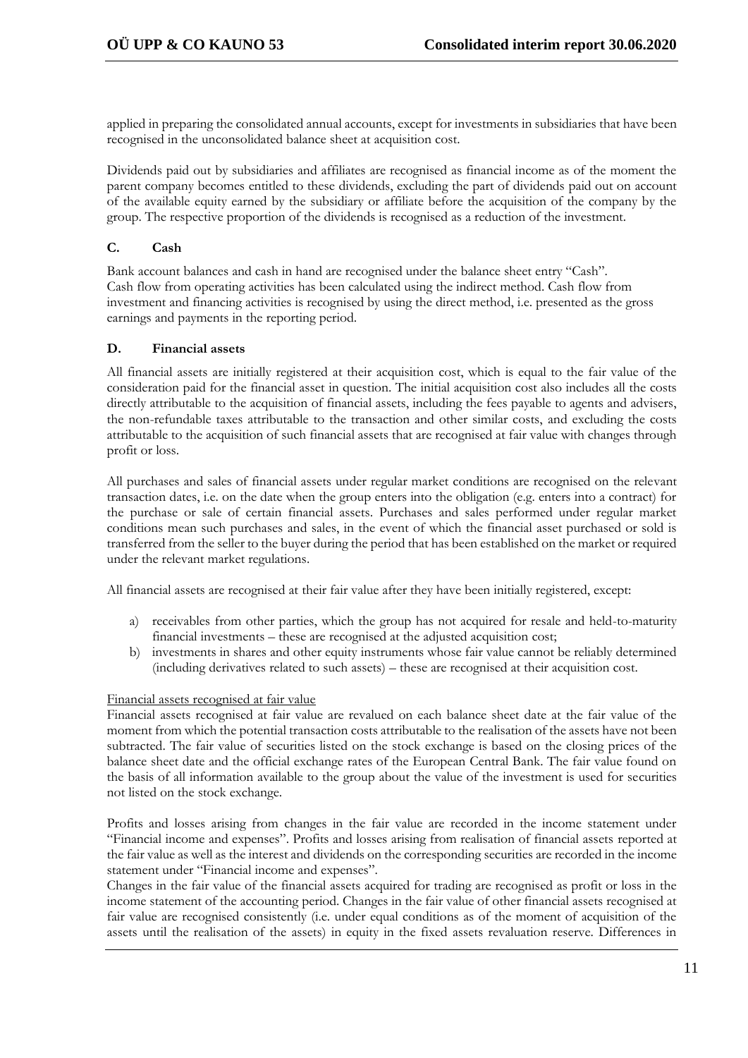applied in preparing the consolidated annual accounts, except for investments in subsidiaries that have been recognised in the unconsolidated balance sheet at acquisition cost.

Dividends paid out by subsidiaries and affiliates are recognised as financial income as of the moment the parent company becomes entitled to these dividends, excluding the part of dividends paid out on account of the available equity earned by the subsidiary or affiliate before the acquisition of the company by the group. The respective proportion of the dividends is recognised as a reduction of the investment.

### C. Cash

Bank account balances and cash in hand are recognised under the balance sheet entry "Cash".
Cash flow from operating activities has been calculated using the indirect method. Cash flow from investment and financing activities is recognised by using the direct method, i.e. presented as the gross earnings and payments in the reporting period.

### D. Financial assets

All financial assets are initially registered at their acquisition cost, which is equal to the fair value of the consideration paid for the financial asset in question. The initial acquisition cost also includes all the costs directly attributable to the acquisition of financial assets, including the fees payable to agents and advisers, the non-refundable taxes attributable to the transaction and other similar costs, and excluding the costs attributable to the acquisition of such financial assets that are recognised at fair value with changes through profit or loss.

All purchases and sales of financial assets under regular market conditions are recognised on the relevant transaction dates, i.e. on the date when the group enters into the obligation (e.g. enters into a contract) for the purchase or sale of certain financial assets. Purchases and sales performed under regular market conditions mean such purchases and sales, in the event of which the financial asset purchased or sold is transferred from the seller to the buyer during the period that has been established on the market or required under the relevant market regulations.

All financial assets are recognised at their fair value after they have been initially registered, except:

a) receivables from other parties, which the group has not acquired for resale and held-to-maturity financial investments – these are recognised at the adjusted acquisition cost;
b) investments in shares and other equity instruments whose fair value cannot be reliably determined (including derivatives related to such assets) – these are recognised at their acquisition cost.

Financial assets recognised at fair value

Financial assets recognised at fair value are revalued on each balance sheet date at the fair value of the moment from which the potential transaction costs attributable to the realisation of the assets have not been subtracted. The fair value of securities listed on the stock exchange is based on the closing prices of the balance sheet date and the official exchange rates of the European Central Bank. The fair value found on the basis of all information available to the group about the value of the investment is used for securities not listed on the stock exchange.

Profits and losses arising from changes in the fair value are recorded in the income statement under "Financial income and expenses". Profits and losses arising from realisation of financial assets reported at the fair value as well as the interest and dividends on the corresponding securities are recorded in the income statement under "Financial income and expenses".
Changes in the fair value of the financial assets acquired for trading are recognised as profit or loss in the income statement of the accounting period. Changes in the fair value of other financial assets recognised at fair value are recognised consistently (i.e. under equal conditions as of the moment of acquisition of the assets until the realisation of the assets) in equity in the fixed assets revaluation reserve. Differences in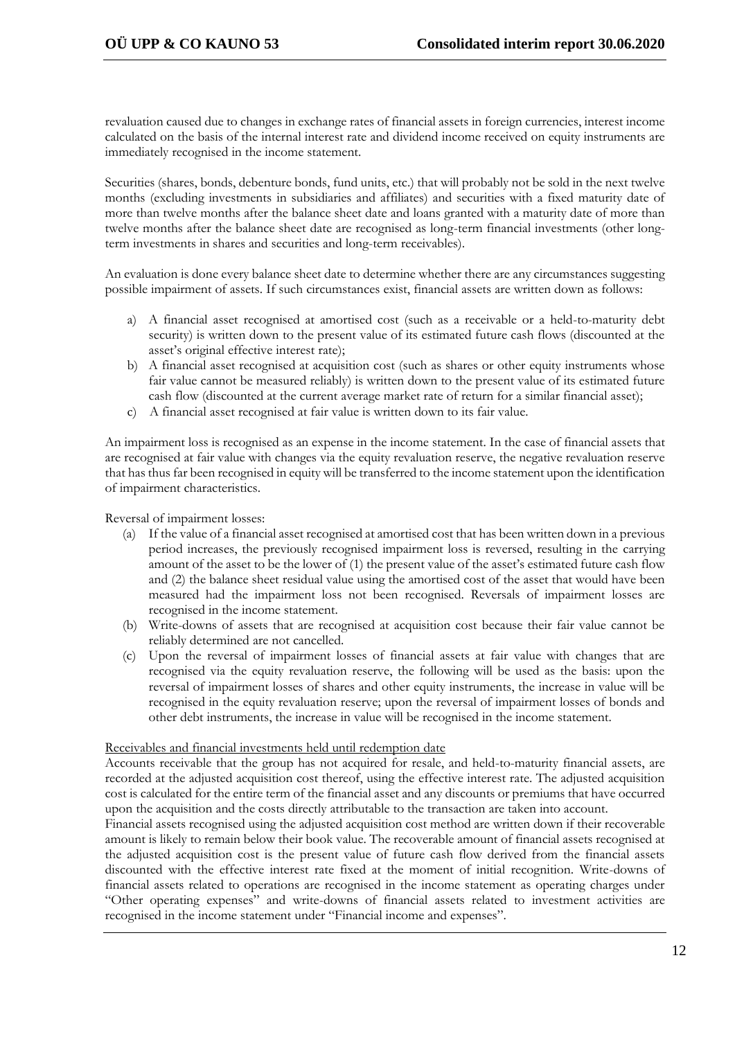revaluation caused due to changes in exchange rates of financial assets in foreign currencies, interest income calculated on the basis of the internal interest rate and dividend income received on equity instruments are immediately recognised in the income statement.

Securities (shares, bonds, debenture bonds, fund units, etc.) that will probably not be sold in the next twelve months (excluding investments in subsidiaries and affiliates) and securities with a fixed maturity date of more than twelve months after the balance sheet date and loans granted with a maturity date of more than twelve months after the balance sheet date are recognised as long-term financial investments (other long-term investments in shares and securities and long-term receivables).

An evaluation is done every balance sheet date to determine whether there are any circumstances suggesting possible impairment of assets. If such circumstances exist, financial assets are written down as follows:

a) A financial asset recognised at amortised cost (such as a receivable or a held-to-maturity debt security) is written down to the present value of its estimated future cash flows (discounted at the asset's original effective interest rate);
b) A financial asset recognised at acquisition cost (such as shares or other equity instruments whose fair value cannot be measured reliably) is written down to the present value of its estimated future cash flow (discounted at the current average market rate of return for a similar financial asset);
c) A financial asset recognised at fair value is written down to its fair value.

An impairment loss is recognised as an expense in the income statement. In the case of financial assets that are recognised at fair value with changes via the equity revaluation reserve, the negative revaluation reserve that has thus far been recognised in equity will be transferred to the income statement upon the identification of impairment characteristics.

Reversal of impairment losses:

(a) If the value of a financial asset recognised at amortised cost that has been written down in a previous period increases, the previously recognised impairment loss is reversed, resulting in the carrying amount of the asset to be the lower of (1) the present value of the asset's estimated future cash flow and (2) the balance sheet residual value using the amortised cost of the asset that would have been measured had the impairment loss not been recognised. Reversals of impairment losses are recognised in the income statement.
(b) Write-downs of assets that are recognised at acquisition cost because their fair value cannot be reliably determined are not cancelled.
(c) Upon the reversal of impairment losses of financial assets at fair value with changes that are recognised via the equity revaluation reserve, the following will be used as the basis: upon the reversal of impairment losses of shares and other equity instruments, the increase in value will be recognised in the equity revaluation reserve; upon the reversal of impairment losses of bonds and other debt instruments, the increase in value will be recognised in the income statement.

Receivables and financial investments held until redemption date

Accounts receivable that the group has not acquired for resale, and held-to-maturity financial assets, are recorded at the adjusted acquisition cost thereof, using the effective interest rate. The adjusted acquisition cost is calculated for the entire term of the financial asset and any discounts or premiums that have occurred upon the acquisition and the costs directly attributable to the transaction are taken into account.
Financial assets recognised using the adjusted acquisition cost method are written down if their recoverable amount is likely to remain below their book value. The recoverable amount of financial assets recognised at the adjusted acquisition cost is the present value of future cash flow derived from the financial assets discounted with the effective interest rate fixed at the moment of initial recognition. Write-downs of financial assets related to operations are recognised in the income statement as operating charges under "Other operating expenses" and write-downs of financial assets related to investment activities are recognised in the income statement under "Financial income and expenses".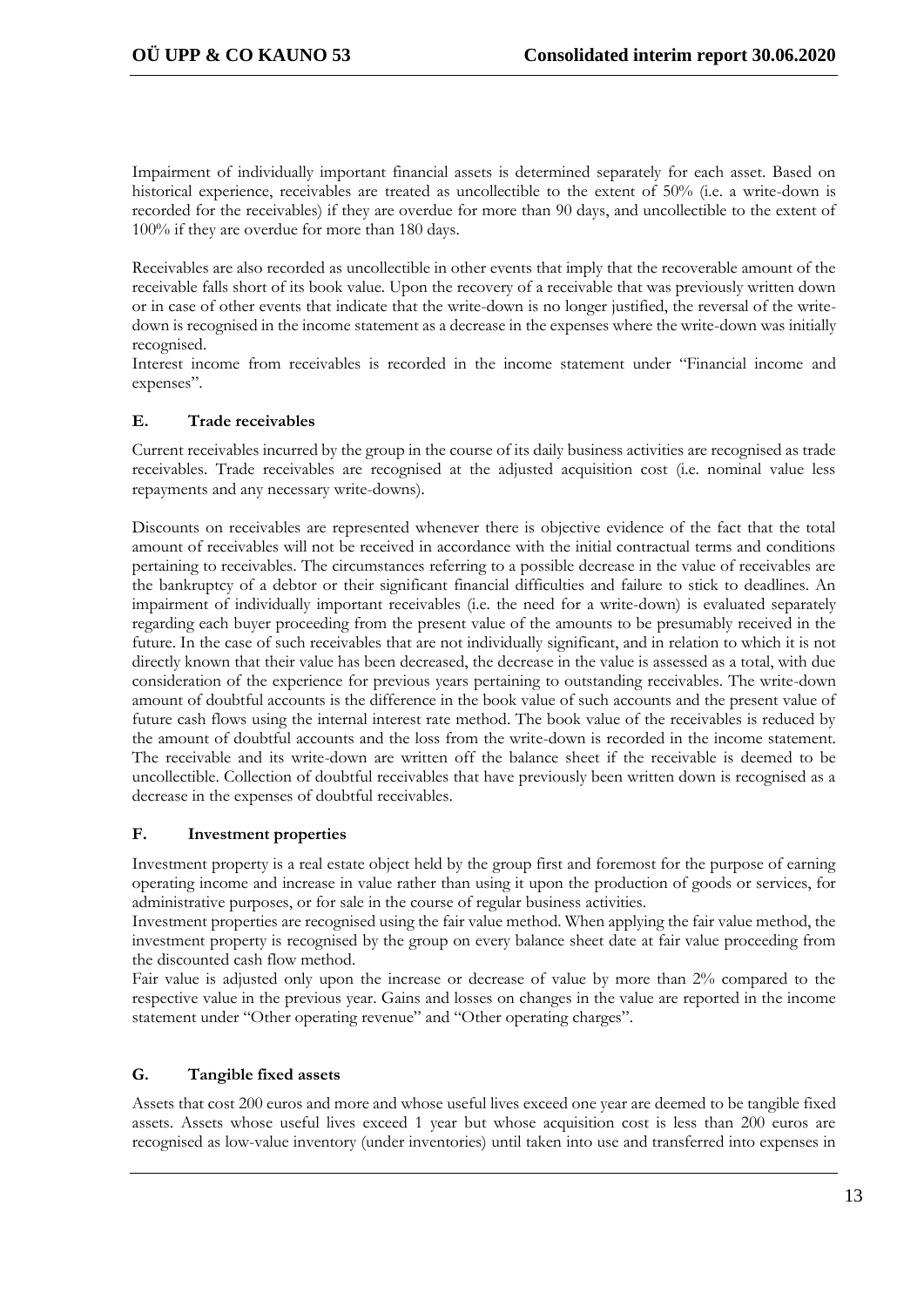Impairment of individually important financial assets is determined separately for each asset. Based on historical experience, receivables are treated as uncollectible to the extent of 50% (i.e. a write-down is recorded for the receivables) if they are overdue for more than 90 days, and uncollectible to the extent of 100% if they are overdue for more than 180 days.

Receivables are also recorded as uncollectible in other events that imply that the recoverable amount of the receivable falls short of its book value. Upon the recovery of a receivable that was previously written down or in case of other events that indicate that the write-down is no longer justified, the reversal of the write-down is recognised in the income statement as a decrease in the expenses where the write-down was initially recognised.

Interest income from receivables is recorded in the income statement under "Financial income and expenses".

### E. Trade receivables

Current receivables incurred by the group in the course of its daily business activities are recognised as trade receivables. Trade receivables are recognised at the adjusted acquisition cost (i.e. nominal value less repayments and any necessary write-downs).

Discounts on receivables are represented whenever there is objective evidence of the fact that the total amount of receivables will not be received in accordance with the initial contractual terms and conditions pertaining to receivables. The circumstances referring to a possible decrease in the value of receivables are the bankruptcy of a debtor or their significant financial difficulties and failure to stick to deadlines. An impairment of individually important receivables (i.e. the need for a write-down) is evaluated separately regarding each buyer proceeding from the present value of the amounts to be presumably received in the future. In the case of such receivables that are not individually significant, and in relation to which it is not directly known that their value has been decreased, the decrease in the value is assessed as a total, with due consideration of the experience for previous years pertaining to outstanding receivables. The write-down amount of doubtful accounts is the difference in the book value of such accounts and the present value of future cash flows using the internal interest rate method. The book value of the receivables is reduced by the amount of doubtful accounts and the loss from the write-down is recorded in the income statement. The receivable and its write-down are written off the balance sheet if the receivable is deemed to be uncollectible. Collection of doubtful receivables that have previously been written down is recognised as a decrease in the expenses of doubtful receivables.

### F. Investment properties

Investment property is a real estate object held by the group first and foremost for the purpose of earning operating income and increase in value rather than using it upon the production of goods or services, for administrative purposes, or for sale in the course of regular business activities.

Investment properties are recognised using the fair value method. When applying the fair value method, the investment property is recognised by the group on every balance sheet date at fair value proceeding from the discounted cash flow method.

Fair value is adjusted only upon the increase or decrease of value by more than 2% compared to the respective value in the previous year. Gains and losses on changes in the value are reported in the income statement under "Other operating revenue" and "Other operating charges".

### G. Tangible fixed assets

Assets that cost 200 euros and more and whose useful lives exceed one year are deemed to be tangible fixed assets. Assets whose useful lives exceed 1 year but whose acquisition cost is less than 200 euros are recognised as low-value inventory (under inventories) until taken into use and transferred into expenses in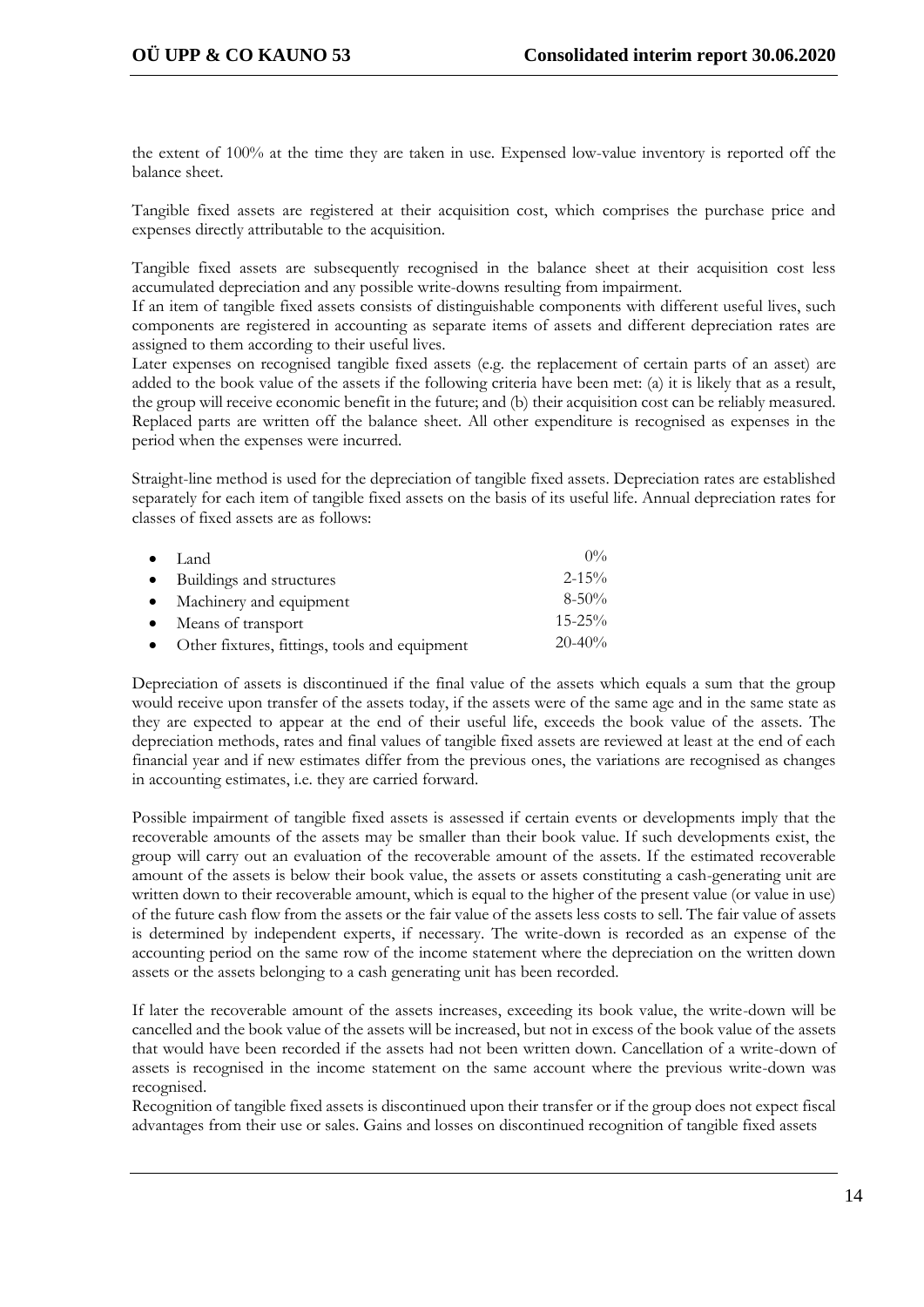the extent of 100% at the time they are taken in use. Expensed low-value inventory is reported off the balance sheet.

Tangible fixed assets are registered at their acquisition cost, which comprises the purchase price and expenses directly attributable to the acquisition.

Tangible fixed assets are subsequently recognised in the balance sheet at their acquisition cost less accumulated depreciation and any possible write-downs resulting from impairment.
If an item of tangible fixed assets consists of distinguishable components with different useful lives, such components are registered in accounting as separate items of assets and different depreciation rates are assigned to them according to their useful lives.
Later expenses on recognised tangible fixed assets (e.g. the replacement of certain parts of an asset) are added to the book value of the assets if the following criteria have been met: (a) it is likely that as a result, the group will receive economic benefit in the future; and (b) their acquisition cost can be reliably measured. Replaced parts are written off the balance sheet. All other expenditure is recognised as expenses in the period when the expenses were incurred.

Straight-line method is used for the depreciation of tangible fixed assets. Depreciation rates are established separately for each item of tangible fixed assets on the basis of its useful life. Annual depreciation rates for classes of fixed assets are as follows:

- Land 0%
- Buildings and structures 2-15%
- Machinery and equipment 8-50%
- Means of transport 15-25%
- Other fixtures, fittings, tools and equipment 20-40%

Depreciation of assets is discontinued if the final value of the assets which equals a sum that the group would receive upon transfer of the assets today, if the assets were of the same age and in the same state as they are expected to appear at the end of their useful life, exceeds the book value of the assets. The depreciation methods, rates and final values of tangible fixed assets are reviewed at least at the end of each financial year and if new estimates differ from the previous ones, the variations are recognised as changes in accounting estimates, i.e. they are carried forward.

Possible impairment of tangible fixed assets is assessed if certain events or developments imply that the recoverable amounts of the assets may be smaller than their book value. If such developments exist, the group will carry out an evaluation of the recoverable amount of the assets. If the estimated recoverable amount of the assets is below their book value, the assets or assets constituting a cash-generating unit are written down to their recoverable amount, which is equal to the higher of the present value (or value in use) of the future cash flow from the assets or the fair value of the assets less costs to sell. The fair value of assets is determined by independent experts, if necessary. The write-down is recorded as an expense of the accounting period on the same row of the income statement where the depreciation on the written down assets or the assets belonging to a cash generating unit has been recorded.

If later the recoverable amount of the assets increases, exceeding its book value, the write-down will be cancelled and the book value of the assets will be increased, but not in excess of the book value of the assets that would have been recorded if the assets had not been written down. Cancellation of a write-down of assets is recognised in the income statement on the same account where the previous write-down was recognised.
Recognition of tangible fixed assets is discontinued upon their transfer or if the group does not expect fiscal advantages from their use or sales. Gains and losses on discontinued recognition of tangible fixed assets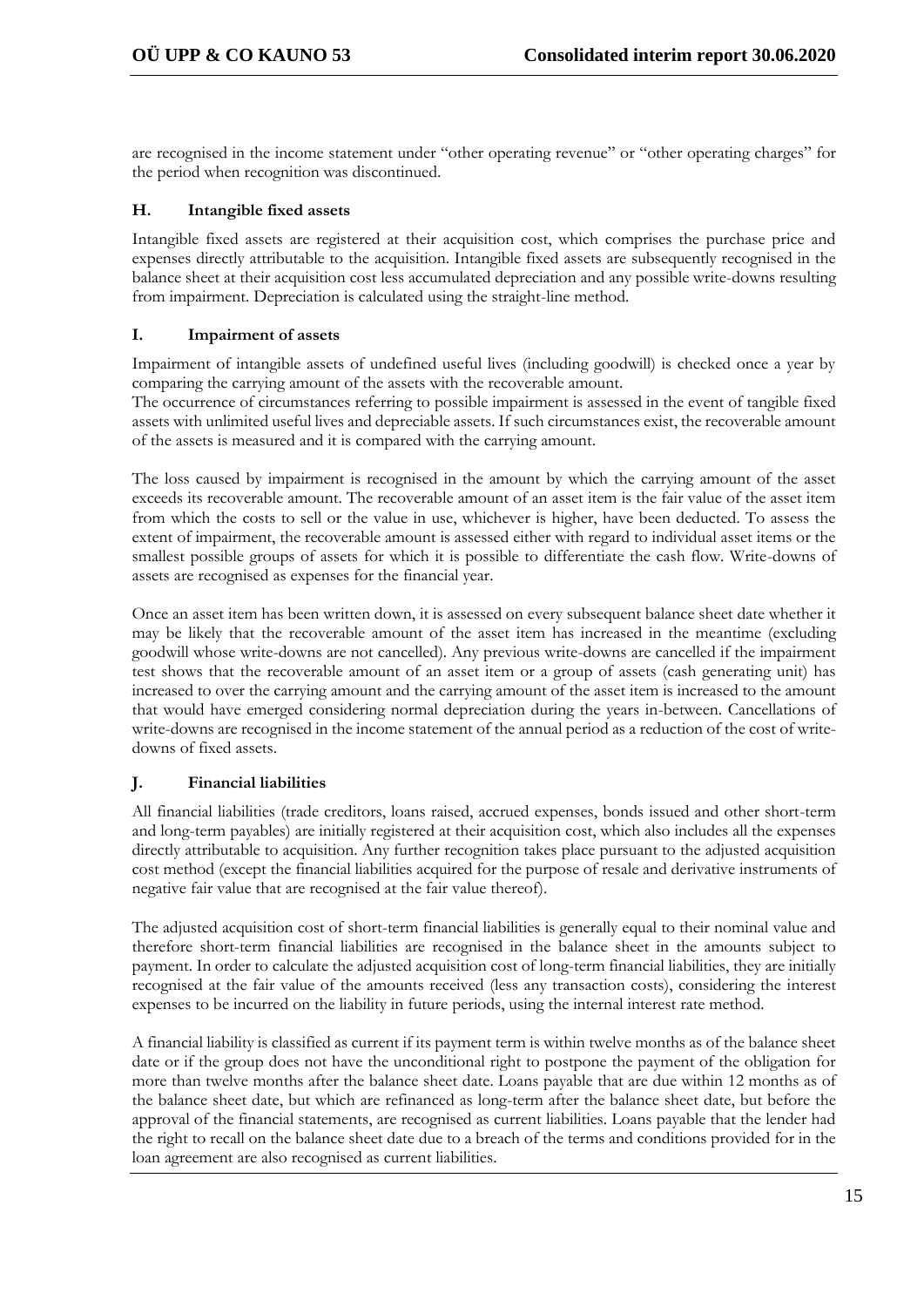are recognised in the income statement under "other operating revenue" or "other operating charges" for the period when recognition was discontinued.

### H. Intangible fixed assets

Intangible fixed assets are registered at their acquisition cost, which comprises the purchase price and expenses directly attributable to the acquisition. Intangible fixed assets are subsequently recognised in the balance sheet at their acquisition cost less accumulated depreciation and any possible write-downs resulting from impairment. Depreciation is calculated using the straight-line method.

### I. Impairment of assets

Impairment of intangible assets of undefined useful lives (including goodwill) is checked once a year by comparing the carrying amount of the assets with the recoverable amount.
The occurrence of circumstances referring to possible impairment is assessed in the event of tangible fixed assets with unlimited useful lives and depreciable assets. If such circumstances exist, the recoverable amount of the assets is measured and it is compared with the carrying amount.

The loss caused by impairment is recognised in the amount by which the carrying amount of the asset exceeds its recoverable amount. The recoverable amount of an asset item is the fair value of the asset item from which the costs to sell or the value in use, whichever is higher, have been deducted. To assess the extent of impairment, the recoverable amount is assessed either with regard to individual asset items or the smallest possible groups of assets for which it is possible to differentiate the cash flow. Write-downs of assets are recognised as expenses for the financial year.

Once an asset item has been written down, it is assessed on every subsequent balance sheet date whether it may be likely that the recoverable amount of the asset item has increased in the meantime (excluding goodwill whose write-downs are not cancelled). Any previous write-downs are cancelled if the impairment test shows that the recoverable amount of an asset item or a group of assets (cash generating unit) has increased to over the carrying amount and the carrying amount of the asset item is increased to the amount that would have emerged considering normal depreciation during the years in-between. Cancellations of write-downs are recognised in the income statement of the annual period as a reduction of the cost of write-downs of fixed assets.

### J. Financial liabilities

All financial liabilities (trade creditors, loans raised, accrued expenses, bonds issued and other short-term and long-term payables) are initially registered at their acquisition cost, which also includes all the expenses directly attributable to acquisition. Any further recognition takes place pursuant to the adjusted acquisition cost method (except the financial liabilities acquired for the purpose of resale and derivative instruments of negative fair value that are recognised at the fair value thereof).

The adjusted acquisition cost of short-term financial liabilities is generally equal to their nominal value and therefore short-term financial liabilities are recognised in the balance sheet in the amounts subject to payment. In order to calculate the adjusted acquisition cost of long-term financial liabilities, they are initially recognised at the fair value of the amounts received (less any transaction costs), considering the interest expenses to be incurred on the liability in future periods, using the internal interest rate method.

A financial liability is classified as current if its payment term is within twelve months as of the balance sheet date or if the group does not have the unconditional right to postpone the payment of the obligation for more than twelve months after the balance sheet date. Loans payable that are due within 12 months as of the balance sheet date, but which are refinanced as long-term after the balance sheet date, but before the approval of the financial statements, are recognised as current liabilities. Loans payable that the lender had the right to recall on the balance sheet date due to a breach of the terms and conditions provided for in the loan agreement are also recognised as current liabilities.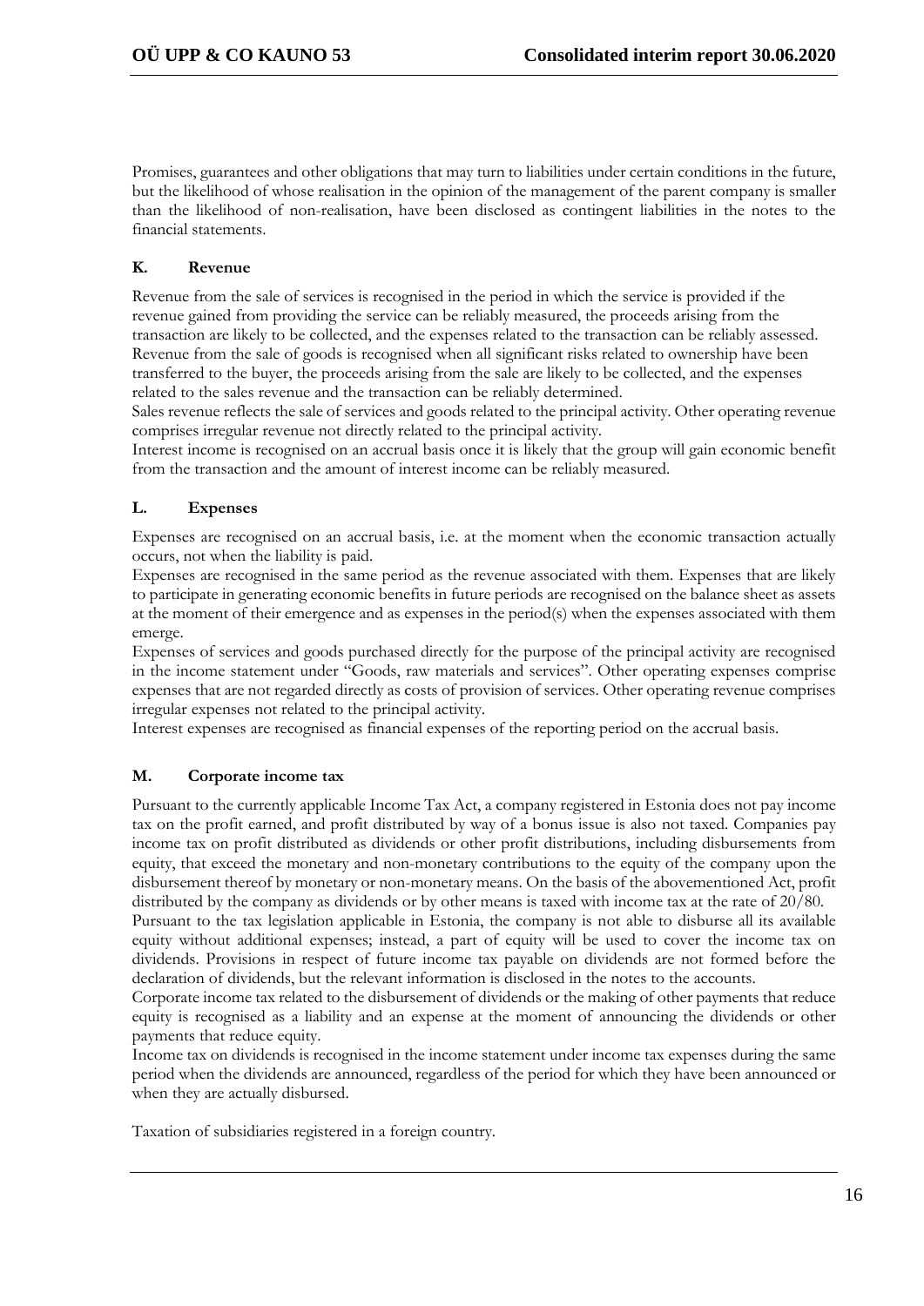Promises, guarantees and other obligations that may turn to liabilities under certain conditions in the future, but the likelihood of whose realisation in the opinion of the management of the parent company is smaller than the likelihood of non-realisation, have been disclosed as contingent liabilities in the notes to the financial statements.

### K. Revenue

Revenue from the sale of services is recognised in the period in which the service is provided if the revenue gained from providing the service can be reliably measured, the proceeds arising from the transaction are likely to be collected, and the expenses related to the transaction can be reliably assessed. Revenue from the sale of goods is recognised when all significant risks related to ownership have been transferred to the buyer, the proceeds arising from the sale are likely to be collected, and the expenses related to the sales revenue and the transaction can be reliably determined.
Sales revenue reflects the sale of services and goods related to the principal activity. Other operating revenue comprises irregular revenue not directly related to the principal activity.
Interest income is recognised on an accrual basis once it is likely that the group will gain economic benefit from the transaction and the amount of interest income can be reliably measured.

### L. Expenses

Expenses are recognised on an accrual basis, i.e. at the moment when the economic transaction actually occurs, not when the liability is paid.
Expenses are recognised in the same period as the revenue associated with them. Expenses that are likely to participate in generating economic benefits in future periods are recognised on the balance sheet as assets at the moment of their emergence and as expenses in the period(s) when the expenses associated with them emerge.
Expenses of services and goods purchased directly for the purpose of the principal activity are recognised in the income statement under "Goods, raw materials and services". Other operating expenses comprise expenses that are not regarded directly as costs of provision of services. Other operating revenue comprises irregular expenses not related to the principal activity.
Interest expenses are recognised as financial expenses of the reporting period on the accrual basis.

### M. Corporate income tax

Pursuant to the currently applicable Income Tax Act, a company registered in Estonia does not pay income tax on the profit earned, and profit distributed by way of a bonus issue is also not taxed. Companies pay income tax on profit distributed as dividends or other profit distributions, including disbursements from equity, that exceed the monetary and non-monetary contributions to the equity of the company upon the disbursement thereof by monetary or non-monetary means. On the basis of the abovementioned Act, profit distributed by the company as dividends or by other means is taxed with income tax at the rate of 20/80.
Pursuant to the tax legislation applicable in Estonia, the company is not able to disburse all its available equity without additional expenses; instead, a part of equity will be used to cover the income tax on dividends. Provisions in respect of future income tax payable on dividends are not formed before the declaration of dividends, but the relevant information is disclosed in the notes to the accounts.
Corporate income tax related to the disbursement of dividends or the making of other payments that reduce equity is recognised as a liability and an expense at the moment of announcing the dividends or other payments that reduce equity.
Income tax on dividends is recognised in the income statement under income tax expenses during the same period when the dividends are announced, regardless of the period for which they have been announced or when they are actually disbursed.

Taxation of subsidiaries registered in a foreign country.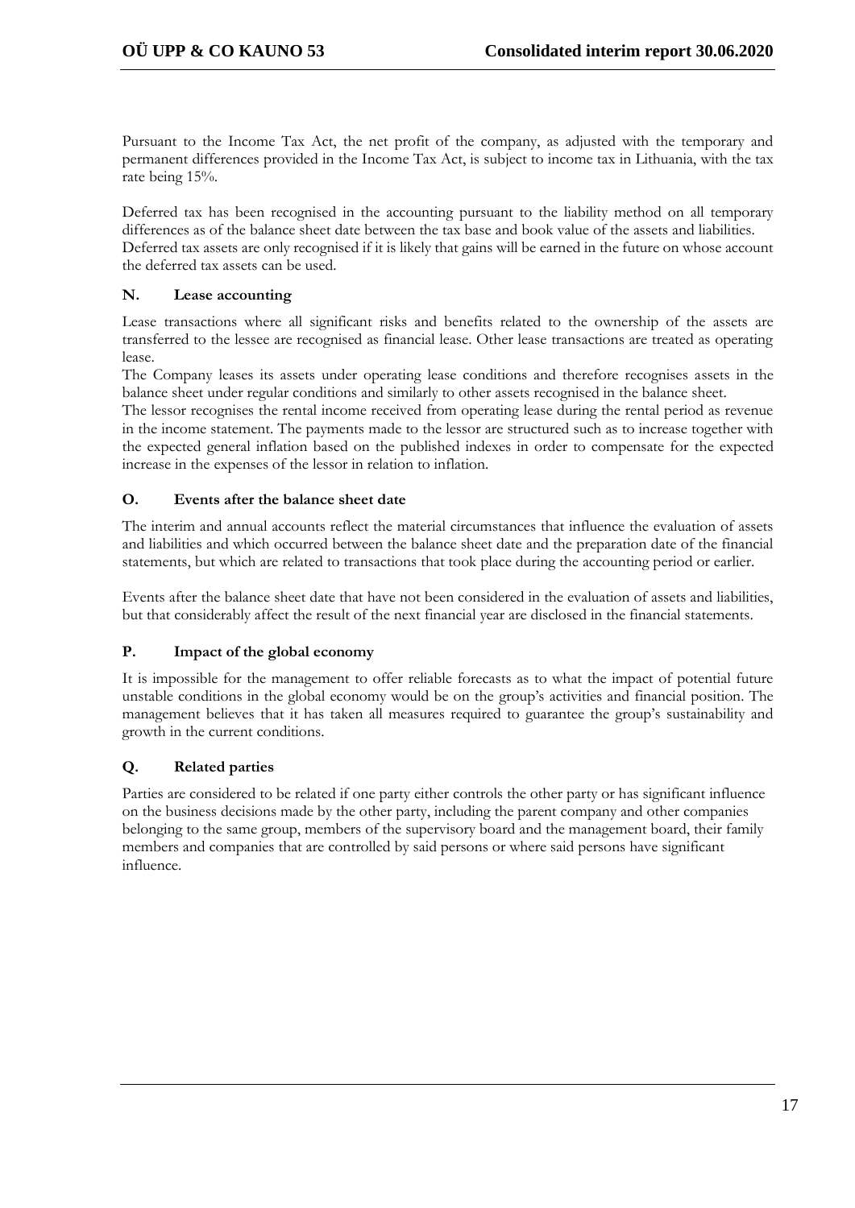Pursuant to the Income Tax Act, the net profit of the company, as adjusted with the temporary and permanent differences provided in the Income Tax Act, is subject to income tax in Lithuania, with the tax rate being 15%.

Deferred tax has been recognised in the accounting pursuant to the liability method on all temporary differences as of the balance sheet date between the tax base and book value of the assets and liabilities. Deferred tax assets are only recognised if it is likely that gains will be earned in the future on whose account the deferred tax assets can be used.

### N. Lease accounting

Lease transactions where all significant risks and benefits related to the ownership of the assets are transferred to the lessee are recognised as financial lease. Other lease transactions are treated as operating lease.

The Company leases its assets under operating lease conditions and therefore recognises assets in the balance sheet under regular conditions and similarly to other assets recognised in the balance sheet.

The lessor recognises the rental income received from operating lease during the rental period as revenue in the income statement. The payments made to the lessor are structured such as to increase together with the expected general inflation based on the published indexes in order to compensate for the expected increase in the expenses of the lessor in relation to inflation.

### O. Events after the balance sheet date

The interim and annual accounts reflect the material circumstances that influence the evaluation of assets and liabilities and which occurred between the balance sheet date and the preparation date of the financial statements, but which are related to transactions that took place during the accounting period or earlier.

Events after the balance sheet date that have not been considered in the evaluation of assets and liabilities, but that considerably affect the result of the next financial year are disclosed in the financial statements.

### P. Impact of the global economy

It is impossible for the management to offer reliable forecasts as to what the impact of potential future unstable conditions in the global economy would be on the group's activities and financial position. The management believes that it has taken all measures required to guarantee the group's sustainability and growth in the current conditions.

### Q. Related parties

Parties are considered to be related if one party either controls the other party or has significant influence on the business decisions made by the other party, including the parent company and other companies belonging to the same group, members of the supervisory board and the management board, their family members and companies that are controlled by said persons or where said persons have significant influence.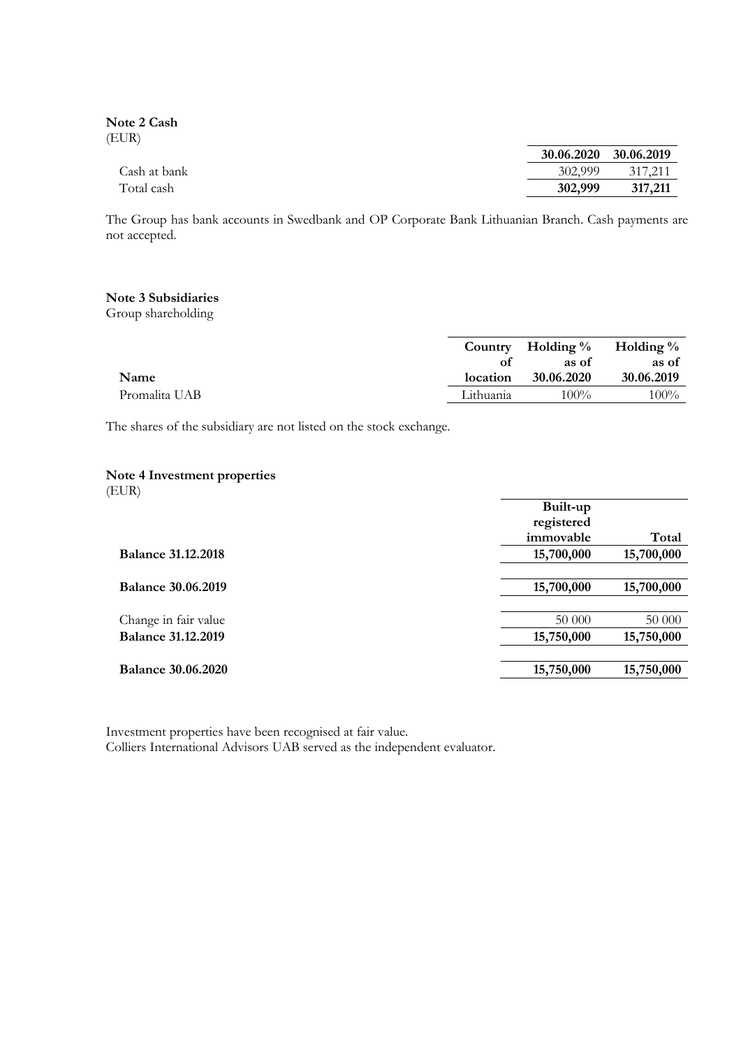**Note 2 Cash**
(EUR)

| | 30.06.2020 | 30.06.2019 |
|---|---|---|
| Cash at bank | 302,999 | 317,211 |
| Total cash | **302,999** | **317,211** |

The Group has bank accounts in Swedbank and OP Corporate Bank Lithuanian Branch. Cash payments are not accepted.

**Note 3 Subsidiaries**
Group shareholding

| Name | Country of location | Holding % as of 30.06.2020 | Holding % as of 30.06.2019 |
|---|---|---|---|
| Promalita UAB | Lithuania | 100% | 100% |

The shares of the subsidiary are not listed on the stock exchange.

**Note 4 Investment properties**
(EUR)

| | Built-up registered immovable | Total |
|---|---|---|
| **Balance 31.12.2018** | **15,700,000** | **15,700,000** |
| **Balance 30.06.2019** | **15,700,000** | **15,700,000** |
| Change in fair value | 50 000 | 50 000 |
| **Balance 31.12.2019** | **15,750,000** | **15,750,000** |
| **Balance 30.06.2020** | **15,750,000** | **15,750,000** |

Investment properties have been recognised at fair value.
Colliers International Advisors UAB served as the independent evaluator.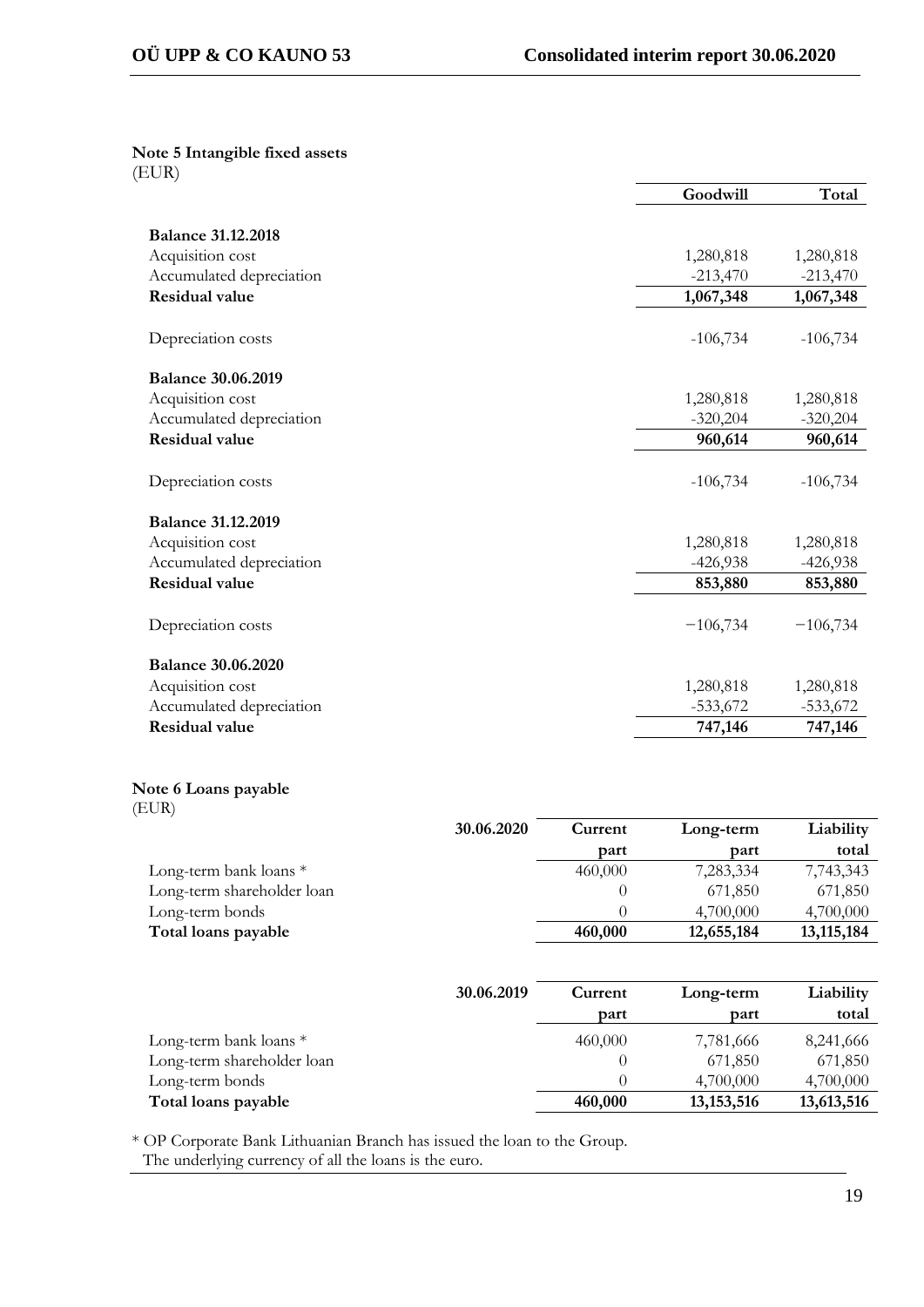**Note 5 Intangible fixed assets**
(EUR)

| | Goodwill | Total |
|---|---|---|
| **Balance 31.12.2018** | | |
| Acquisition cost | 1,280,818 | 1,280,818 |
| Accumulated depreciation | -213,470 | -213,470 |
| **Residual value** | **1,067,348** | **1,067,348** |
| Depreciation costs | -106,734 | -106,734 |
| **Balance 30.06.2019** | | |
| Acquisition cost | 1,280,818 | 1,280,818 |
| Accumulated depreciation | -320,204 | -320,204 |
| **Residual value** | **960,614** | **960,614** |
| Depreciation costs | -106,734 | -106,734 |
| **Balance 31.12.2019** | | |
| Acquisition cost | 1,280,818 | 1,280,818 |
| Accumulated depreciation | -426,938 | -426,938 |
| **Residual value** | **853,880** | **853,880** |
| Depreciation costs | −106,734 | −106,734 |
| **Balance 30.06.2020** | | |
| Acquisition cost | 1,280,818 | 1,280,818 |
| Accumulated depreciation | -533,672 | -533,672 |
| **Residual value** | **747,146** | **747,146** |

**Note 6 Loans payable**
(EUR)

| 30.06.2020 | Current part | Long-term part | Liability total |
|---|---|---|---|
| Long-term bank loans * | 460,000 | 7,283,334 | 7,743,343 |
| Long-term shareholder loan | 0 | 671,850 | 671,850 |
| Long-term bonds | 0 | 4,700,000 | 4,700,000 |
| **Total loans payable** | **460,000** | **12,655,184** | **13,115,184** |

| 30.06.2019 | Current part | Long-term part | Liability total |
|---|---|---|---|
| Long-term bank loans * | 460,000 | 7,781,666 | 8,241,666 |
| Long-term shareholder loan | 0 | 671,850 | 671,850 |
| Long-term bonds | 0 | 4,700,000 | 4,700,000 |
| **Total loans payable** | **460,000** | **13,153,516** | **13,613,516** |

* OP Corporate Bank Lithuanian Branch has issued the loan to the Group.
The underlying currency of all the loans is the euro.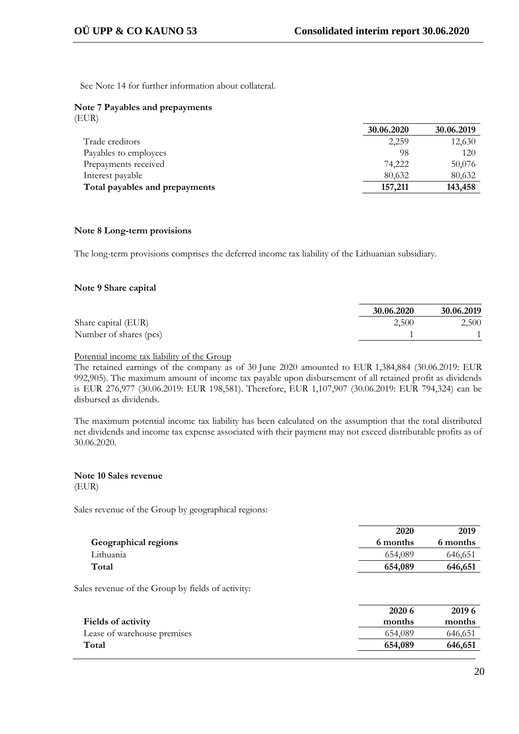See Note 14 for further information about collateral.

### Note 7 Payables and prepayments

(EUR)

| | 30.06.2020 | 30.06.2019 |
|---|---|---|
| Trade creditors | 2,259 | 12,630 |
| Payables to employees | 98 | 120 |
| Prepayments received | 74,222 | 50,076 |
| Interest payable | 80,632 | 80,632 |
| **Total payables and prepayments** | **157,211** | **143,458** |

### Note 8 Long-term provisions

The long-term provisions comprises the deferred income tax liability of the Lithuanian subsidiary.

### Note 9 Share capital

| | 30.06.2020 | 30.06.2019 |
|---|---|---|
| Share capital (EUR) | 2,500 | 2,500 |
| Number of shares (pcs) | 1 | 1 |

Potential income tax liability of the Group

The retained earnings of the company as of 30 June 2020 amounted to EUR 1,384,884 (30.06.2019: EUR 992,905). The maximum amount of income tax payable upon disbursement of all retained profit as dividends is EUR 276,977 (30.06.2019: EUR 198,581). Therefore, EUR 1,107,907 (30.06.2019: EUR 794,324) can be disbursed as dividends.

The maximum potential income tax liability has been calculated on the assumption that the total distributed net dividends and income tax expense associated with their payment may not exceed distributable profits as of 30.06.2020.

### Note 10 Sales revenue

(EUR)

Sales revenue of the Group by geographical regions:

| Geographical regions | 2020 6 months | 2019 6 months |
|---|---|---|
| Lithuania | 654,089 | 646,651 |
| **Total** | **654,089** | **646,651** |

Sales revenue of the Group by fields of activity:

| Fields of activity | 2020 6 months | 2019 6 months |
|---|---|---|
| Lease of warehouse premises | 654,089 | 646,651 |
| **Total** | **654,089** | **646,651** |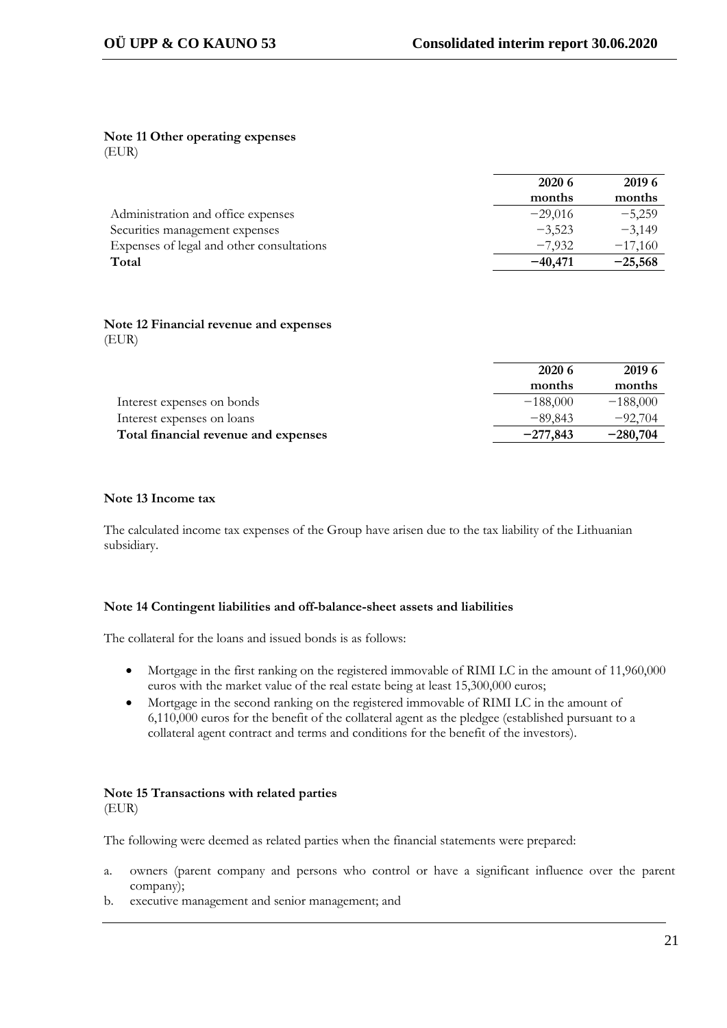**Note 11 Other operating expenses**
(EUR)

| | 2020 6 months | 2019 6 months |
|---|---|---|
| Administration and office expenses | −29,016 | −5,259 |
| Securities management expenses | −3,523 | −3,149 |
| Expenses of legal and other consultations | −7,932 | −17,160 |
| **Total** | **−40,471** | **−25,568** |

**Note 12 Financial revenue and expenses**
(EUR)

| | 2020 6 months | 2019 6 months |
|---|---|---|
| Interest expenses on bonds | −188,000 | −188,000 |
| Interest expenses on loans | −89,843 | −92,704 |
| **Total financial revenue and expenses** | **−277,843** | **−280,704** |

**Note 13 Income tax**

The calculated income tax expenses of the Group have arisen due to the tax liability of the Lithuanian subsidiary.

**Note 14 Contingent liabilities and off-balance-sheet assets and liabilities**

The collateral for the loans and issued bonds is as follows:

- Mortgage in the first ranking on the registered immovable of RIMI LC in the amount of 11,960,000 euros with the market value of the real estate being at least 15,300,000 euros;
- Mortgage in the second ranking on the registered immovable of RIMI LC in the amount of 6,110,000 euros for the benefit of the collateral agent as the pledgee (established pursuant to a collateral agent contract and terms and conditions for the benefit of the investors).

**Note 15 Transactions with related parties**
(EUR)

The following were deemed as related parties when the financial statements were prepared:

a. owners (parent company and persons who control or have a significant influence over the parent company);
b. executive management and senior management; and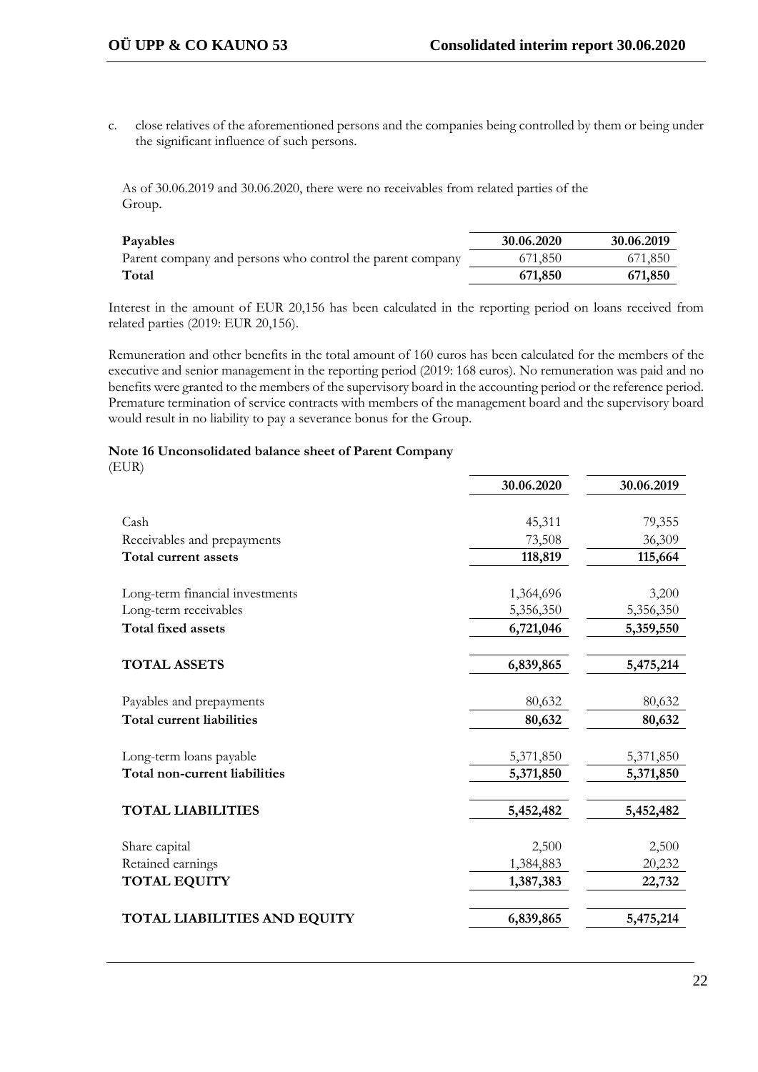c. close relatives of the aforementioned persons and the companies being controlled by them or being under the significant influence of such persons.

As of 30.06.2019 and 30.06.2020, there were no receivables from related parties of the Group.

| **Payables** | **30.06.2020** | **30.06.2019** |
|---|---|---|
| Parent company and persons who control the parent company | 671,850 | 671,850 |
| **Total** | **671,850** | **671,850** |

Interest in the amount of EUR 20,156 has been calculated in the reporting period on loans received from related parties (2019: EUR 20,156).

Remuneration and other benefits in the total amount of 160 euros has been calculated for the members of the executive and senior management in the reporting period (2019: 168 euros). No remuneration was paid and no benefits were granted to the members of the supervisory board in the accounting period or the reference period. Premature termination of service contracts with members of the management board and the supervisory board would result in no liability to pay a severance bonus for the Group.

**Note 16 Unconsolidated balance sheet of Parent Company**
(EUR)

| | **30.06.2020** | **30.06.2019** |
|---|---|---|
| Cash | 45,311 | 79,355 |
| Receivables and prepayments | 73,508 | 36,309 |
| **Total current assets** | **118,819** | **115,664** |
| Long-term financial investments | 1,364,696 | 3,200 |
| Long-term receivables | 5,356,350 | 5,356,350 |
| **Total fixed assets** | **6,721,046** | **5,359,550** |
| **TOTAL ASSETS** | **6,839,865** | **5,475,214** |
| Payables and prepayments | 80,632 | 80,632 |
| **Total current liabilities** | **80,632** | **80,632** |
| Long-term loans payable | 5,371,850 | 5,371,850 |
| **Total non-current liabilities** | **5,371,850** | **5,371,850** |
| **TOTAL LIABILITIES** | **5,452,482** | **5,452,482** |
| Share capital | 2,500 | 2,500 |
| Retained earnings | 1,384,883 | 20,232 |
| **TOTAL EQUITY** | **1,387,383** | **22,732** |
| **TOTAL LIABILITIES AND EQUITY** | **6,839,865** | **5,475,214** |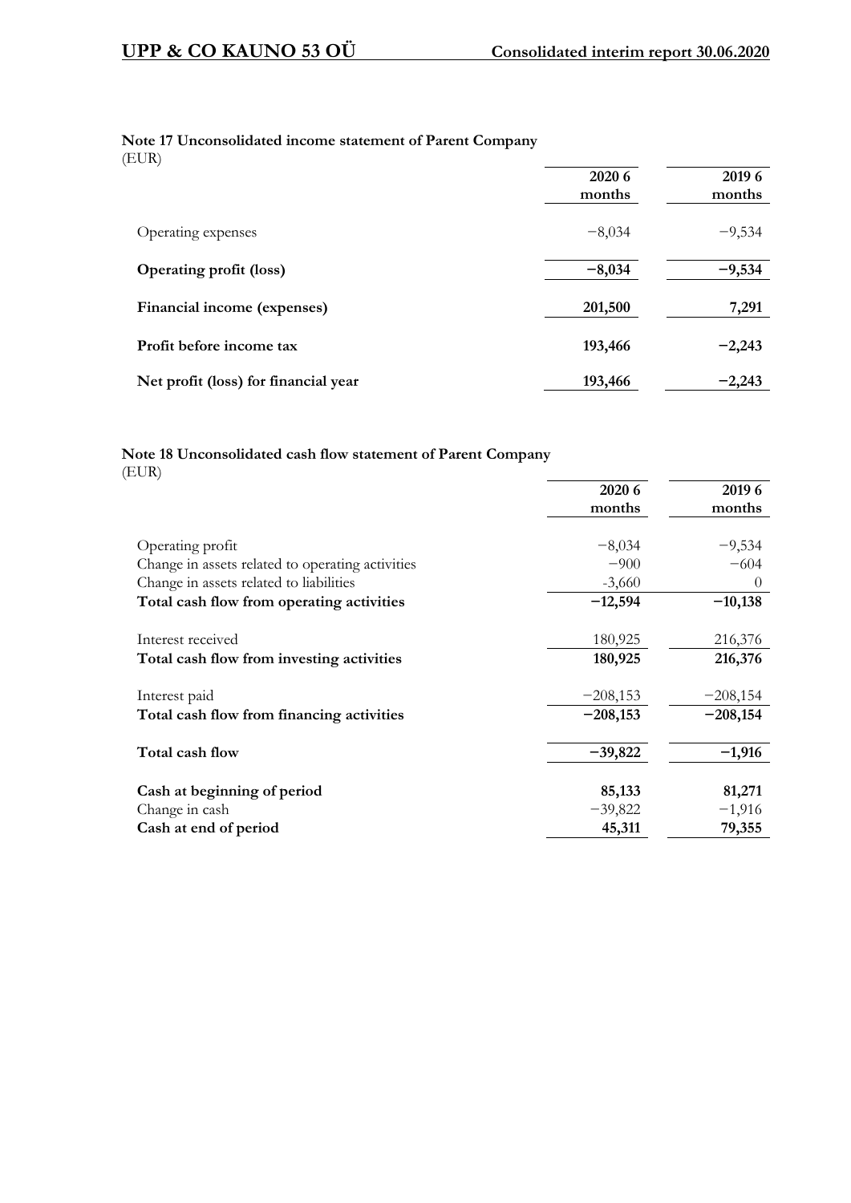### Note 17 Unconsolidated income statement of Parent Company

(EUR)

| | 2020 6 months | 2019 6 months |
|---|---|---|
| Operating expenses | −8,034 | −9,534 |
| **Operating profit (loss)** | **−8,034** | **−9,534** |
| **Financial income (expenses)** | **201,500** | **7,291** |
| **Profit before income tax** | **193,466** | **−2,243** |
| **Net profit (loss) for financial year** | **193,466** | **−2,243** |

### Note 18 Unconsolidated cash flow statement of Parent Company

(EUR)

| | 2020 6 months | 2019 6 months |
|---|---|---|
| Operating profit | −8,034 | −9,534 |
| Change in assets related to operating activities | −900 | −604 |
| Change in assets related to liabilities | -3,660 | 0 |
| **Total cash flow from operating activities** | **−12,594** | **−10,138** |
| Interest received | 180,925 | 216,376 |
| **Total cash flow from investing activities** | **180,925** | **216,376** |
| Interest paid | −208,153 | −208,154 |
| **Total cash flow from financing activities** | **−208,153** | **−208,154** |
| **Total cash flow** | **−39,822** | **−1,916** |
| **Cash at beginning of period** | **85,133** | **81,271** |
| Change in cash | −39,822 | −1,916 |
| **Cash at end of period** | **45,311** | **79,355** |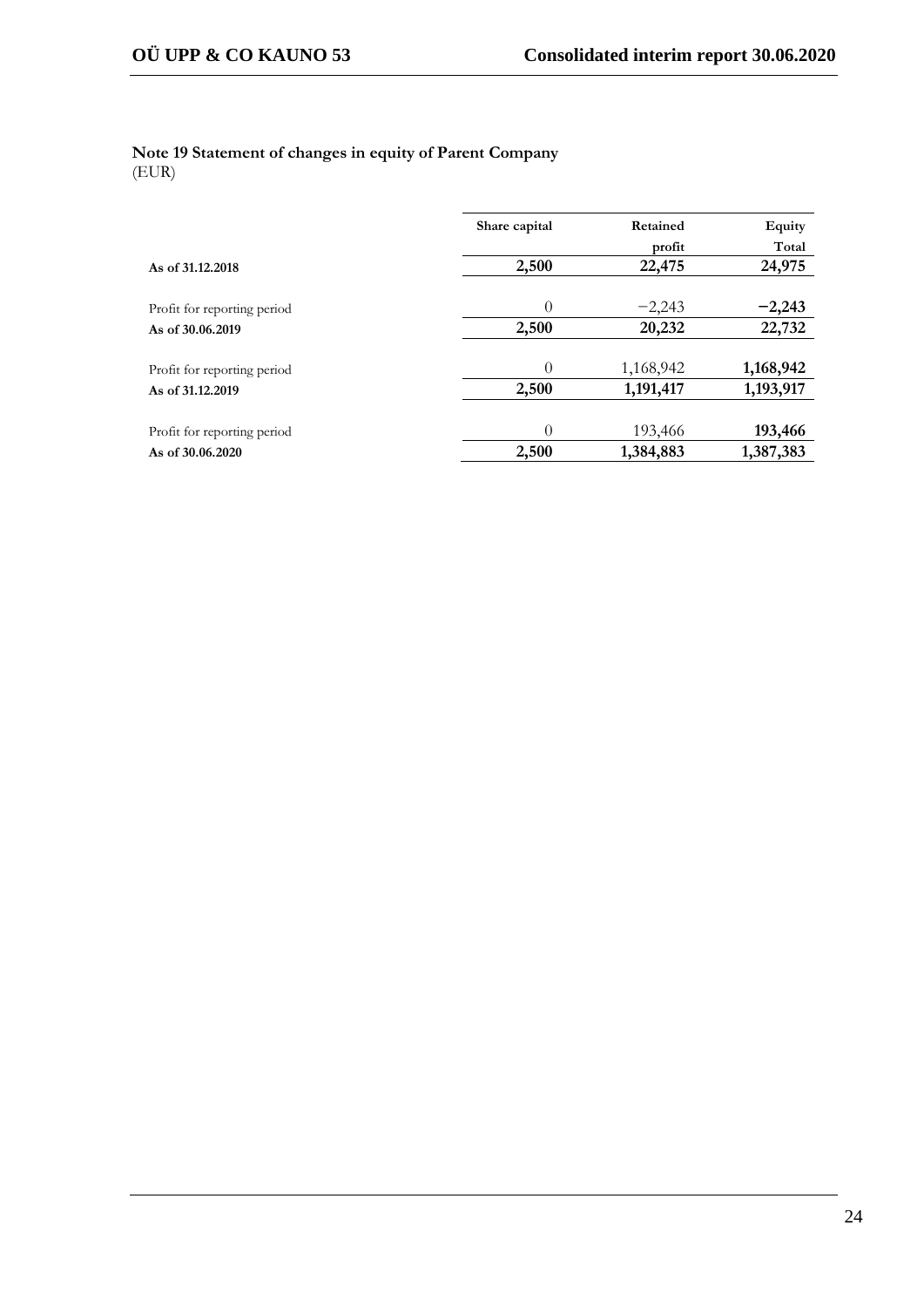**Note 19 Statement of changes in equity of Parent Company**
(EUR)

| | Share capital | Retained profit | Equity Total |
|---|---|---|---|
| **As of 31.12.2018** | **2,500** | **22,475** | **24,975** |
| Profit for reporting period | 0 | −2,243 | **−2,243** |
| **As of 30.06.2019** | **2,500** | **20,232** | **22,732** |
| Profit for reporting period | 0 | 1,168,942 | **1,168,942** |
| **As of 31.12.2019** | **2,500** | **1,191,417** | **1,193,917** |
| Profit for reporting period | 0 | 193,466 | **193,466** |
| **As of 30.06.2020** | **2,500** | **1,384,883** | **1,387,383** |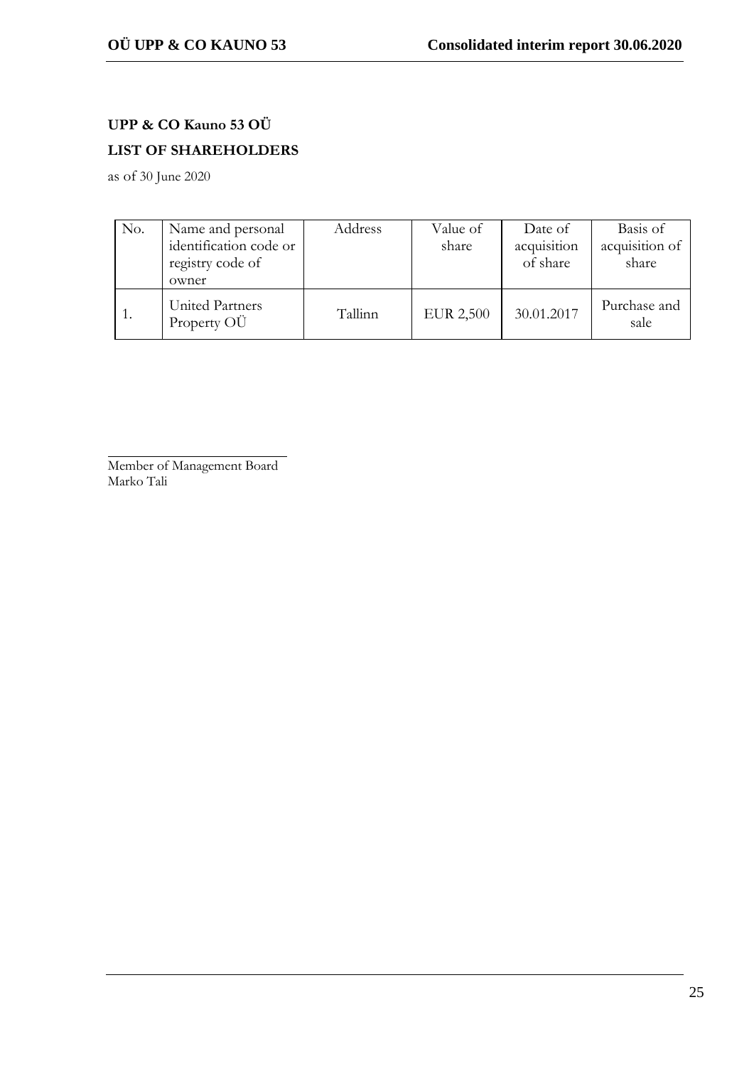**UPP & CO Kauno 53 OÜ**

**LIST OF SHAREHOLDERS**

as of 30 June 2020

| No. | Name and personal identification code or registry code of owner | Address | Value of share | Date of acquisition of share | Basis of acquisition of share |
|---|---|---|---|---|---|
| 1. | United Partners Property OÜ | Tallinn | EUR 2,500 | 30.01.2017 | Purchase and sale |

Member of Management Board
Marko Tali